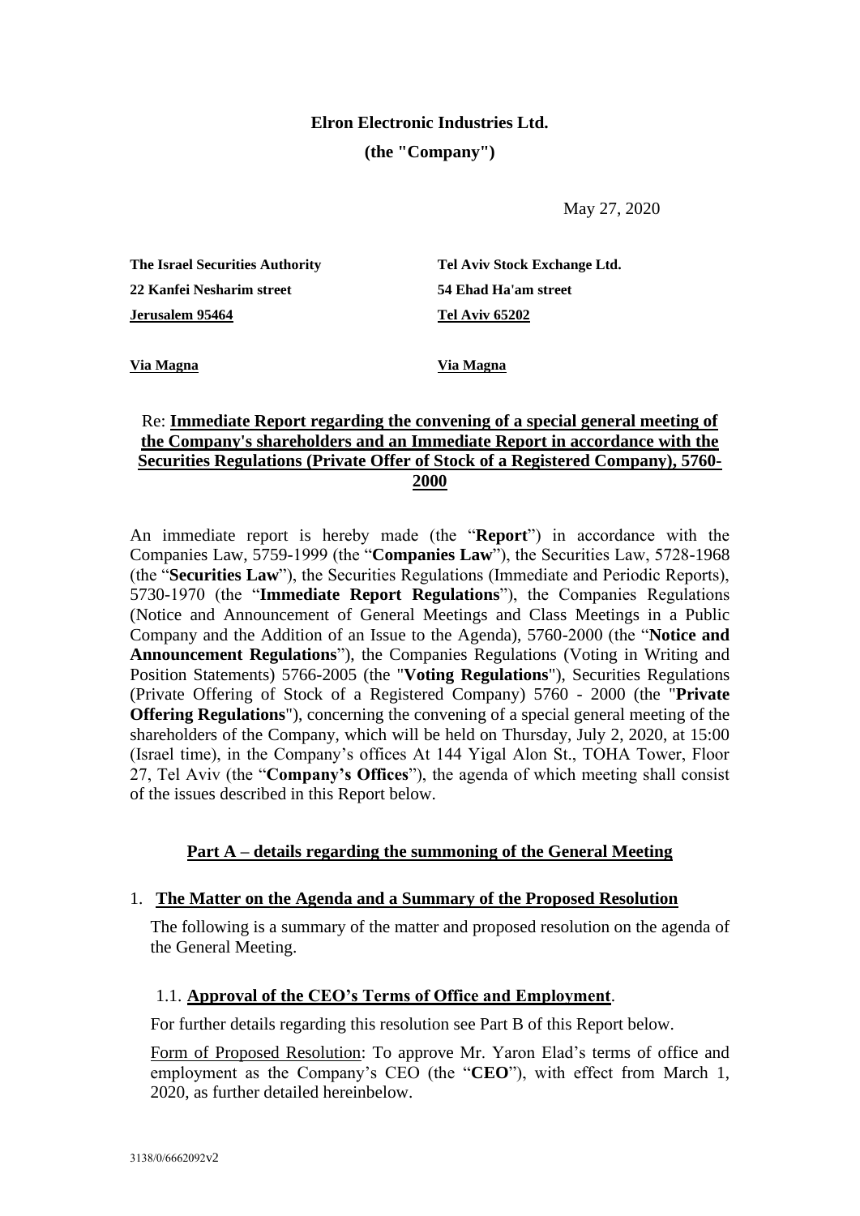**Elron Electronic Industries Ltd.**

**(the "Company")**

May 27, 2020

| **The Israel Securities Authority** | **Tel Aviv Stock Exchange Ltd.** |
|---|---|
| **22 Kanfei Nesharim street** | **54 Ehad Ha'am street** |
| **Jerusalem 95464** | **Tel Aviv 65202** |
| **Via Magna** | **Via Magna** |

Re: **Immediate Report regarding the convening of a special general meeting of the Company's shareholders and an Immediate Report in accordance with the Securities Regulations (Private Offer of Stock of a Registered Company), 5760-2000**

An immediate report is hereby made (the "**Report**") in accordance with the Companies Law, 5759-1999 (the "**Companies Law**"), the Securities Law, 5728-1968 (the "**Securities Law**"), the Securities Regulations (Immediate and Periodic Reports), 5730-1970 (the "**Immediate Report Regulations**"), the Companies Regulations (Notice and Announcement of General Meetings and Class Meetings in a Public Company and the Addition of an Issue to the Agenda), 5760-2000 (the "**Notice and Announcement Regulations**"), the Companies Regulations (Voting in Writing and Position Statements) 5766-2005 (the "**Voting Regulations**"), Securities Regulations (Private Offering of Stock of a Registered Company) 5760 - 2000 (the "**Private Offering Regulations**"), concerning the convening of a special general meeting of the shareholders of the Company, which will be held on Thursday, July 2, 2020, at 15:00 (Israel time), in the Company's offices At 144 Yigal Alon St., TOHA Tower, Floor 27, Tel Aviv (the "**Company's Offices**"), the agenda of which meeting shall consist of the issues described in this Report below.

## Part A – details regarding the summoning of the General Meeting

### 1. The Matter on the Agenda and a Summary of the Proposed Resolution

The following is a summary of the matter and proposed resolution on the agenda of the General Meeting.

#### 1.1. Approval of the CEO's Terms of Office and Employment.

For further details regarding this resolution see Part B of this Report below.

Form of Proposed Resolution: To approve Mr. Yaron Elad's terms of office and employment as the Company's CEO (the "**CEO**"), with effect from March 1, 2020, as further detailed hereinbelow.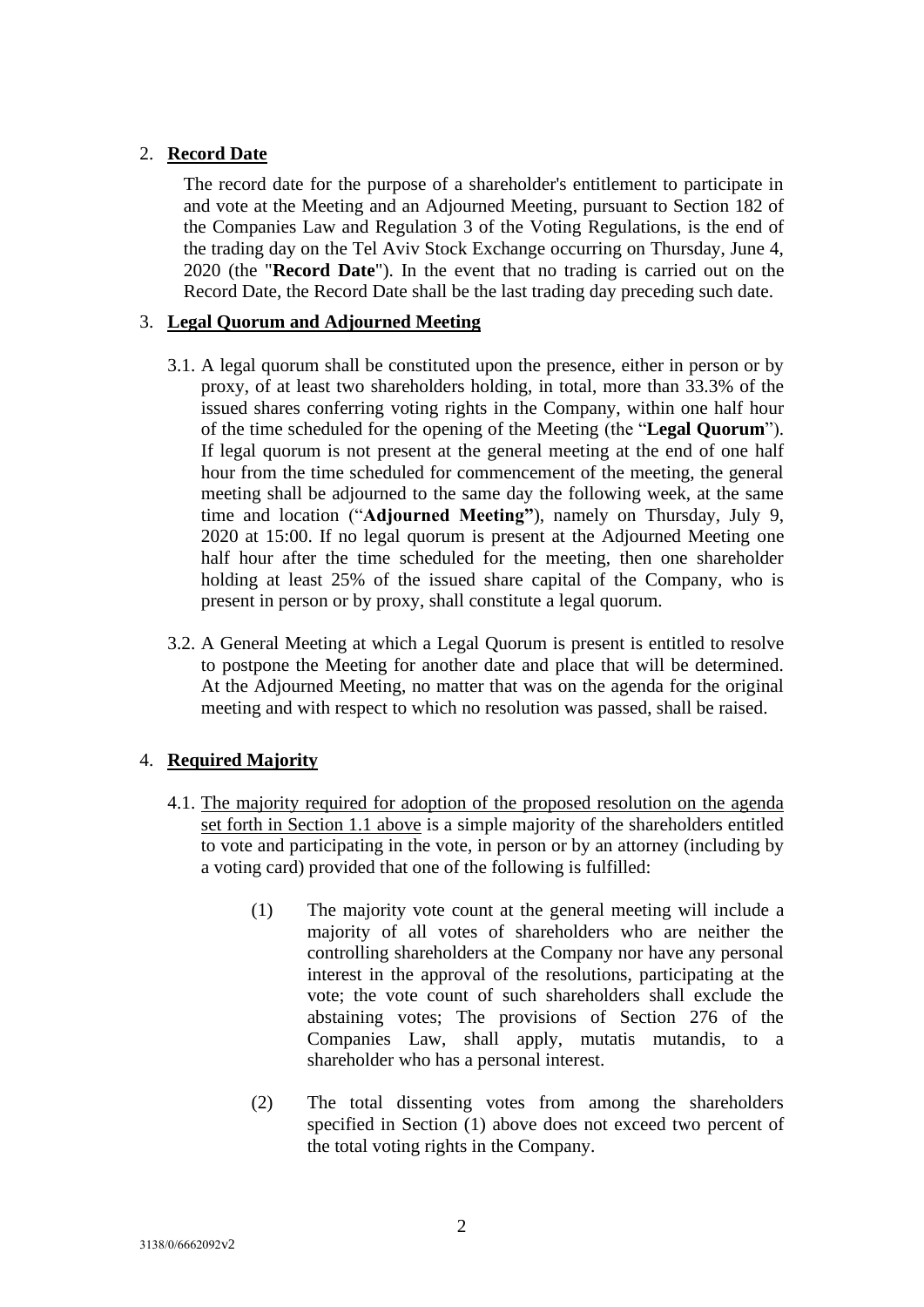2. **Record Date**

   The record date for the purpose of a shareholder's entitlement to participate in and vote at the Meeting and an Adjourned Meeting, pursuant to Section 182 of the Companies Law and Regulation 3 of the Voting Regulations, is the end of the trading day on the Tel Aviv Stock Exchange occurring on Thursday, June 4, 2020 (the "**Record Date**"). In the event that no trading is carried out on the Record Date, the Record Date shall be the last trading day preceding such date.

3. **Legal Quorum and Adjourned Meeting**

   3.1. A legal quorum shall be constituted upon the presence, either in person or by proxy, of at least two shareholders holding, in total, more than 33.3% of the issued shares conferring voting rights in the Company, within one half hour of the time scheduled for the opening of the Meeting (the "**Legal Quorum**"). If legal quorum is not present at the general meeting at the end of one half hour from the time scheduled for commencement of the meeting, the general meeting shall be adjourned to the same day the following week, at the same time and location ("**Adjourned Meeting"**), namely on Thursday, July 9, 2020 at 15:00. If no legal quorum is present at the Adjourned Meeting one half hour after the time scheduled for the meeting, then one shareholder holding at least 25% of the issued share capital of the Company, who is present in person or by proxy, shall constitute a legal quorum.

   3.2. A General Meeting at which a Legal Quorum is present is entitled to resolve to postpone the Meeting for another date and place that will be determined. At the Adjourned Meeting, no matter that was on the agenda for the original meeting and with respect to which no resolution was passed, shall be raised.

4. **Required Majority**

   4.1. <u>The majority required for adoption of the proposed resolution on the agenda set forth in Section 1.1 above</u> is a simple majority of the shareholders entitled to vote and participating in the vote, in person or by an attorney (including by a voting card) provided that one of the following is fulfilled:

   (1) The majority vote count at the general meeting will include a majority of all votes of shareholders who are neither the controlling shareholders at the Company nor have any personal interest in the approval of the resolutions, participating at the vote; the vote count of such shareholders shall exclude the abstaining votes; The provisions of Section 276 of the Companies Law, shall apply, mutatis mutandis, to a shareholder who has a personal interest.

   (2) The total dissenting votes from among the shareholders specified in Section (1) above does not exceed two percent of the total voting rights in the Company.

3138/0/6662092v2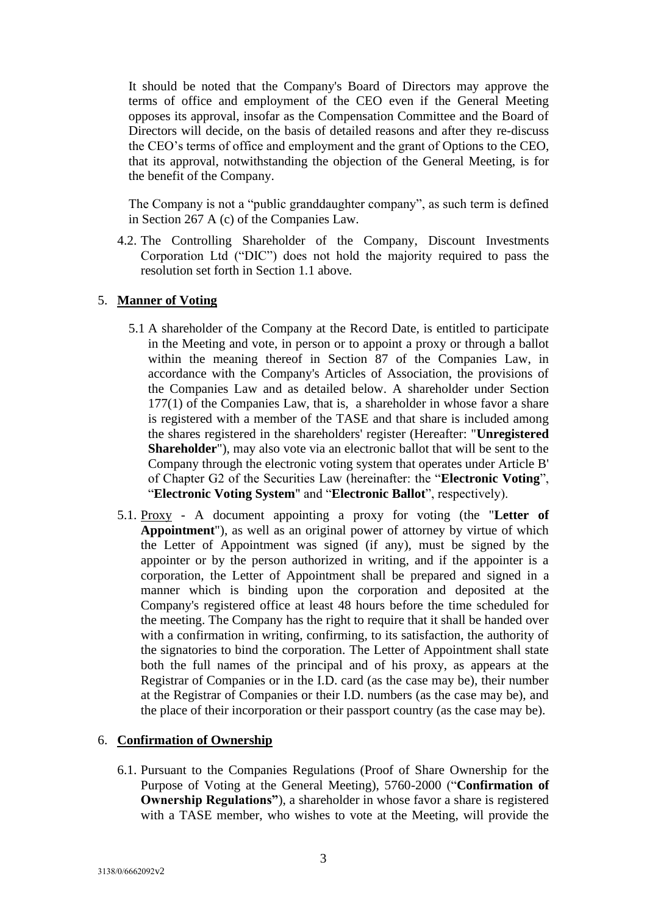It should be noted that the Company's Board of Directors may approve the terms of office and employment of the CEO even if the General Meeting opposes its approval, insofar as the Compensation Committee and the Board of Directors will decide, on the basis of detailed reasons and after they re-discuss the CEO's terms of office and employment and the grant of Options to the CEO, that its approval, notwithstanding the objection of the General Meeting, is for the benefit of the Company.

The Company is not a "public granddaughter company", as such term is defined in Section 267 A (c) of the Companies Law.

4.2. The Controlling Shareholder of the Company, Discount Investments Corporation Ltd ("DIC") does not hold the majority required to pass the resolution set forth in Section 1.1 above.

## 5. Manner of Voting

5.1 A shareholder of the Company at the Record Date, is entitled to participate in the Meeting and vote, in person or to appoint a proxy or through a ballot within the meaning thereof in Section 87 of the Companies Law, in accordance with the Company's Articles of Association, the provisions of the Companies Law and as detailed below. A shareholder under Section 177(1) of the Companies Law, that is, a shareholder in whose favor a share is registered with a member of the TASE and that share is included among the shares registered in the shareholders' register (Hereafter: "**Unregistered Shareholder**"), may also vote via an electronic ballot that will be sent to the Company through the electronic voting system that operates under Article B' of Chapter G2 of the Securities Law (hereinafter: the "**Electronic Voting**", "**Electronic Voting System**" and "**Electronic Ballot**", respectively).

5.1. Proxy - A document appointing a proxy for voting (the "**Letter of Appointment**"), as well as an original power of attorney by virtue of which the Letter of Appointment was signed (if any), must be signed by the appointer or by the person authorized in writing, and if the appointer is a corporation, the Letter of Appointment shall be prepared and signed in a manner which is binding upon the corporation and deposited at the Company's registered office at least 48 hours before the time scheduled for the meeting. The Company has the right to require that it shall be handed over with a confirmation in writing, confirming, to its satisfaction, the authority of the signatories to bind the corporation. The Letter of Appointment shall state both the full names of the principal and of his proxy, as appears at the Registrar of Companies or in the I.D. card (as the case may be), their number at the Registrar of Companies or their I.D. numbers (as the case may be), and the place of their incorporation or their passport country (as the case may be).

## 6. Confirmation of Ownership

6.1. Pursuant to the Companies Regulations (Proof of Share Ownership for the Purpose of Voting at the General Meeting), 5760-2000 ("**Confirmation of Ownership Regulations"**), a shareholder in whose favor a share is registered with a TASE member, who wishes to vote at the Meeting, will provide the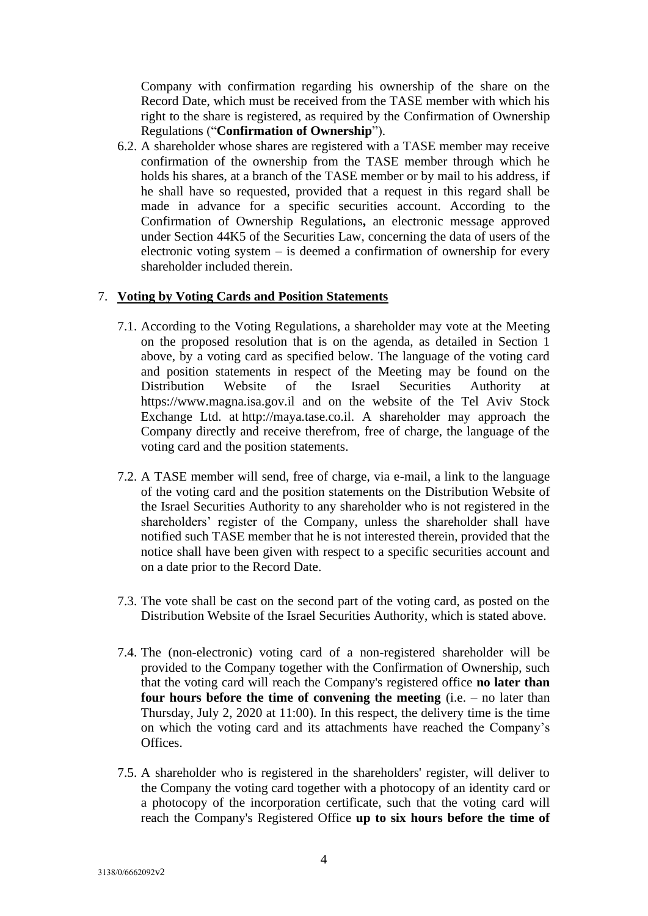Company with confirmation regarding his ownership of the share on the Record Date, which must be received from the TASE member with which his right to the share is registered, as required by the Confirmation of Ownership Regulations ("**Confirmation of Ownership**").

6.2. A shareholder whose shares are registered with a TASE member may receive confirmation of the ownership from the TASE member through which he holds his shares, at a branch of the TASE member or by mail to his address, if he shall have so requested, provided that a request in this regard shall be made in advance for a specific securities account. According to the Confirmation of Ownership Regulations**,** an electronic message approved under Section 44K5 of the Securities Law, concerning the data of users of the electronic voting system – is deemed a confirmation of ownership for every shareholder included therein.

7. **Voting by Voting Cards and Position Statements**

7.1. According to the Voting Regulations, a shareholder may vote at the Meeting on the proposed resolution that is on the agenda, as detailed in Section 1 above, by a voting card as specified below. The language of the voting card and position statements in respect of the Meeting may be found on the Distribution Website of the Israel Securities Authority at https://www.magna.isa.gov.il and on the website of the Tel Aviv Stock Exchange Ltd. at http://maya.tase.co.il. A shareholder may approach the Company directly and receive therefrom, free of charge, the language of the voting card and the position statements.

7.2. A TASE member will send, free of charge, via e-mail, a link to the language of the voting card and the position statements on the Distribution Website of the Israel Securities Authority to any shareholder who is not registered in the shareholders' register of the Company, unless the shareholder shall have notified such TASE member that he is not interested therein, provided that the notice shall have been given with respect to a specific securities account and on a date prior to the Record Date.

7.3. The vote shall be cast on the second part of the voting card, as posted on the Distribution Website of the Israel Securities Authority, which is stated above.

7.4. The (non-electronic) voting card of a non-registered shareholder will be provided to the Company together with the Confirmation of Ownership, such that the voting card will reach the Company's registered office **no later than four hours before the time of convening the meeting** (i.e. – no later than Thursday, July 2, 2020 at 11:00). In this respect, the delivery time is the time on which the voting card and its attachments have reached the Company's Offices.

7.5. A shareholder who is registered in the shareholders' register, will deliver to the Company the voting card together with a photocopy of an identity card or a photocopy of the incorporation certificate, such that the voting card will reach the Company's Registered Office **up to six hours before the time of**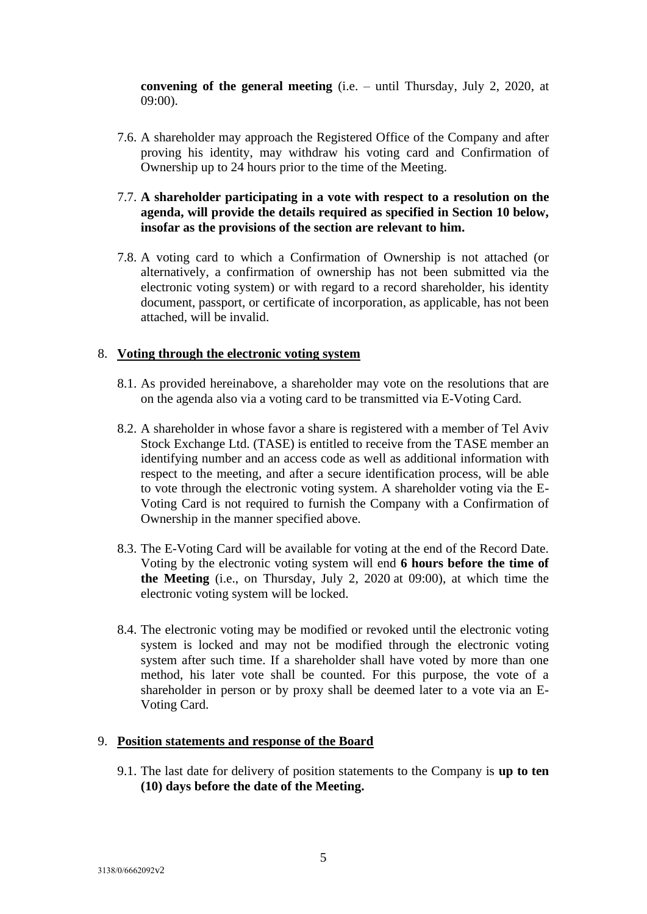**convening of the general meeting** (i.e. – until Thursday, July 2, 2020, at 09:00).

7.6. A shareholder may approach the Registered Office of the Company and after proving his identity, may withdraw his voting card and Confirmation of Ownership up to 24 hours prior to the time of the Meeting.

7.7. **A shareholder participating in a vote with respect to a resolution on the agenda, will provide the details required as specified in Section 10 below, insofar as the provisions of the section are relevant to him.**

7.8. A voting card to which a Confirmation of Ownership is not attached (or alternatively, a confirmation of ownership has not been submitted via the electronic voting system) or with regard to a record shareholder, his identity document, passport, or certificate of incorporation, as applicable, has not been attached, will be invalid.

## 8. Voting through the electronic voting system

8.1. As provided hereinabove, a shareholder may vote on the resolutions that are on the agenda also via a voting card to be transmitted via E-Voting Card.

8.2. A shareholder in whose favor a share is registered with a member of Tel Aviv Stock Exchange Ltd. (TASE) is entitled to receive from the TASE member an identifying number and an access code as well as additional information with respect to the meeting, and after a secure identification process, will be able to vote through the electronic voting system. A shareholder voting via the E-Voting Card is not required to furnish the Company with a Confirmation of Ownership in the manner specified above.

8.3. The E-Voting Card will be available for voting at the end of the Record Date. Voting by the electronic voting system will end **6 hours before the time of the Meeting** (i.e., on Thursday, July 2, 2020 at 09:00), at which time the electronic voting system will be locked.

8.4. The electronic voting may be modified or revoked until the electronic voting system is locked and may not be modified through the electronic voting system after such time. If a shareholder shall have voted by more than one method, his later vote shall be counted. For this purpose, the vote of a shareholder in person or by proxy shall be deemed later to a vote via an E-Voting Card.

## 9. Position statements and response of the Board

9.1. The last date for delivery of position statements to the Company is **up to ten (10) days before the date of the Meeting.**

3138/0/6662092v2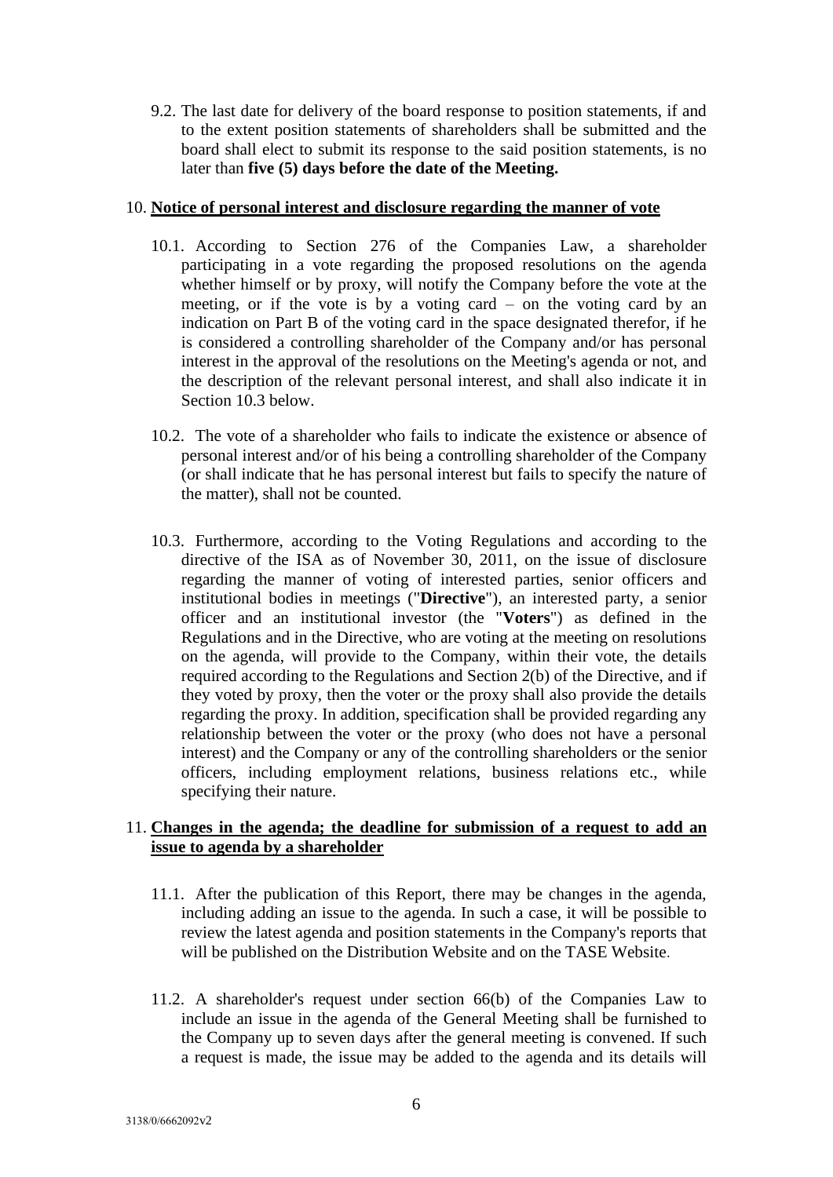9.2. The last date for delivery of the board response to position statements, if and to the extent position statements of shareholders shall be submitted and the board shall elect to submit its response to the said position statements, is no later than **five (5) days before the date of the Meeting.**

10. **Notice of personal interest and disclosure regarding the manner of vote**

10.1. According to Section 276 of the Companies Law, a shareholder participating in a vote regarding the proposed resolutions on the agenda whether himself or by proxy, will notify the Company before the vote at the meeting, or if the vote is by a voting card – on the voting card by an indication on Part B of the voting card in the space designated therefor, if he is considered a controlling shareholder of the Company and/or has personal interest in the approval of the resolutions on the Meeting's agenda or not, and the description of the relevant personal interest, and shall also indicate it in Section 10.3 below.

10.2. The vote of a shareholder who fails to indicate the existence or absence of personal interest and/or of his being a controlling shareholder of the Company (or shall indicate that he has personal interest but fails to specify the nature of the matter), shall not be counted.

10.3. Furthermore, according to the Voting Regulations and according to the directive of the ISA as of November 30, 2011, on the issue of disclosure regarding the manner of voting of interested parties, senior officers and institutional bodies in meetings ("**Directive**"), an interested party, a senior officer and an institutional investor (the "**Voters**") as defined in the Regulations and in the Directive, who are voting at the meeting on resolutions on the agenda, will provide to the Company, within their vote, the details required according to the Regulations and Section 2(b) of the Directive, and if they voted by proxy, then the voter or the proxy shall also provide the details regarding the proxy. In addition, specification shall be provided regarding any relationship between the voter or the proxy (who does not have a personal interest) and the Company or any of the controlling shareholders or the senior officers, including employment relations, business relations etc., while specifying their nature.

11. **Changes in the agenda; the deadline for submission of a request to add an issue to agenda by a shareholder**

11.1. After the publication of this Report, there may be changes in the agenda, including adding an issue to the agenda. In such a case, it will be possible to review the latest agenda and position statements in the Company's reports that will be published on the Distribution Website and on the TASE Website.

11.2. A shareholder's request under section 66(b) of the Companies Law to include an issue in the agenda of the General Meeting shall be furnished to the Company up to seven days after the general meeting is convened. If such a request is made, the issue may be added to the agenda and its details will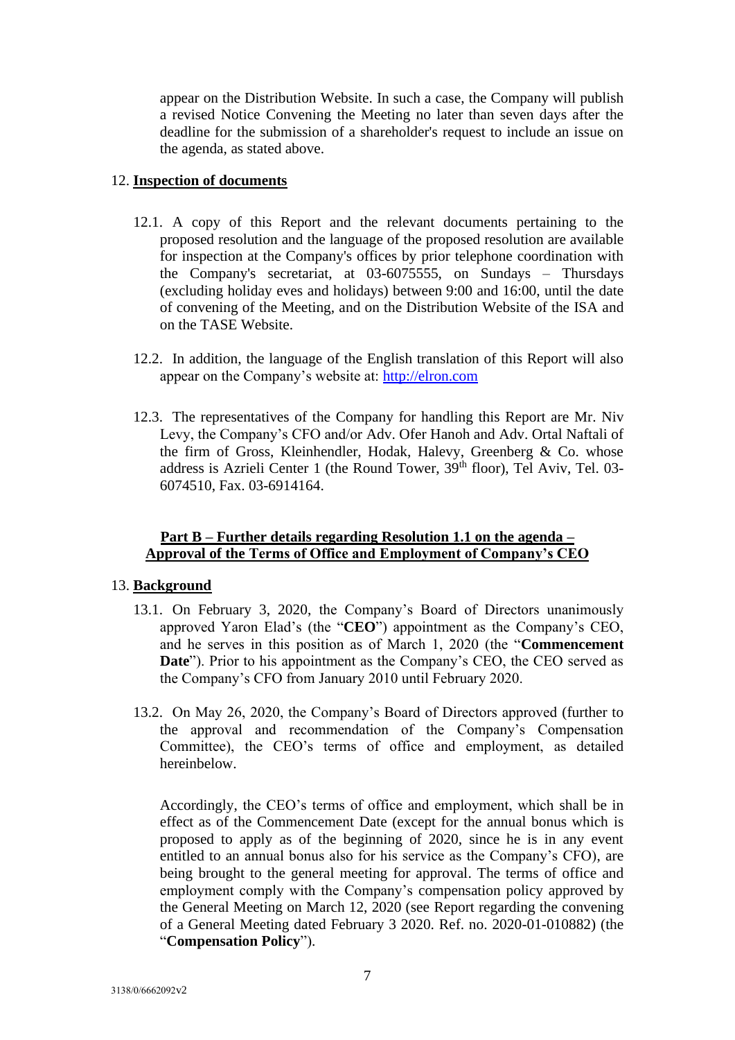appear on the Distribution Website. In such a case, the Company will publish a revised Notice Convening the Meeting no later than seven days after the deadline for the submission of a shareholder's request to include an issue on the agenda, as stated above.

12. **Inspection of documents**

12.1. A copy of this Report and the relevant documents pertaining to the proposed resolution and the language of the proposed resolution are available for inspection at the Company's offices by prior telephone coordination with the Company's secretariat, at 03-6075555, on Sundays – Thursdays (excluding holiday eves and holidays) between 9:00 and 16:00, until the date of convening of the Meeting, and on the Distribution Website of the ISA and on the TASE Website.

12.2. In addition, the language of the English translation of this Report will also appear on the Company's website at: http://elron.com

12.3. The representatives of the Company for handling this Report are Mr. Niv Levy, the Company's CFO and/or Adv. Ofer Hanoh and Adv. Ortal Naftali of the firm of Gross, Kleinhendler, Hodak, Halevy, Greenberg & Co. whose address is Azrieli Center 1 (the Round Tower, 39th floor), Tel Aviv, Tel. 03-6074510, Fax. 03-6914164.

## Part B – Further details regarding Resolution 1.1 on the agenda – Approval of the Terms of Office and Employment of Company's CEO

13. **Background**

13.1. On February 3, 2020, the Company's Board of Directors unanimously approved Yaron Elad's (the "**CEO**") appointment as the Company's CEO, and he serves in this position as of March 1, 2020 (the "**Commencement Date**"). Prior to his appointment as the Company's CEO, the CEO served as the Company's CFO from January 2010 until February 2020.

13.2. On May 26, 2020, the Company's Board of Directors approved (further to the approval and recommendation of the Company's Compensation Committee), the CEO's terms of office and employment, as detailed hereinbelow.

Accordingly, the CEO's terms of office and employment, which shall be in effect as of the Commencement Date (except for the annual bonus which is proposed to apply as of the beginning of 2020, since he is in any event entitled to an annual bonus also for his service as the Company's CFO), are being brought to the general meeting for approval. The terms of office and employment comply with the Company's compensation policy approved by the General Meeting on March 12, 2020 (see Report regarding the convening of a General Meeting dated February 3 2020. Ref. no. 2020-01-010882) (the "**Compensation Policy**").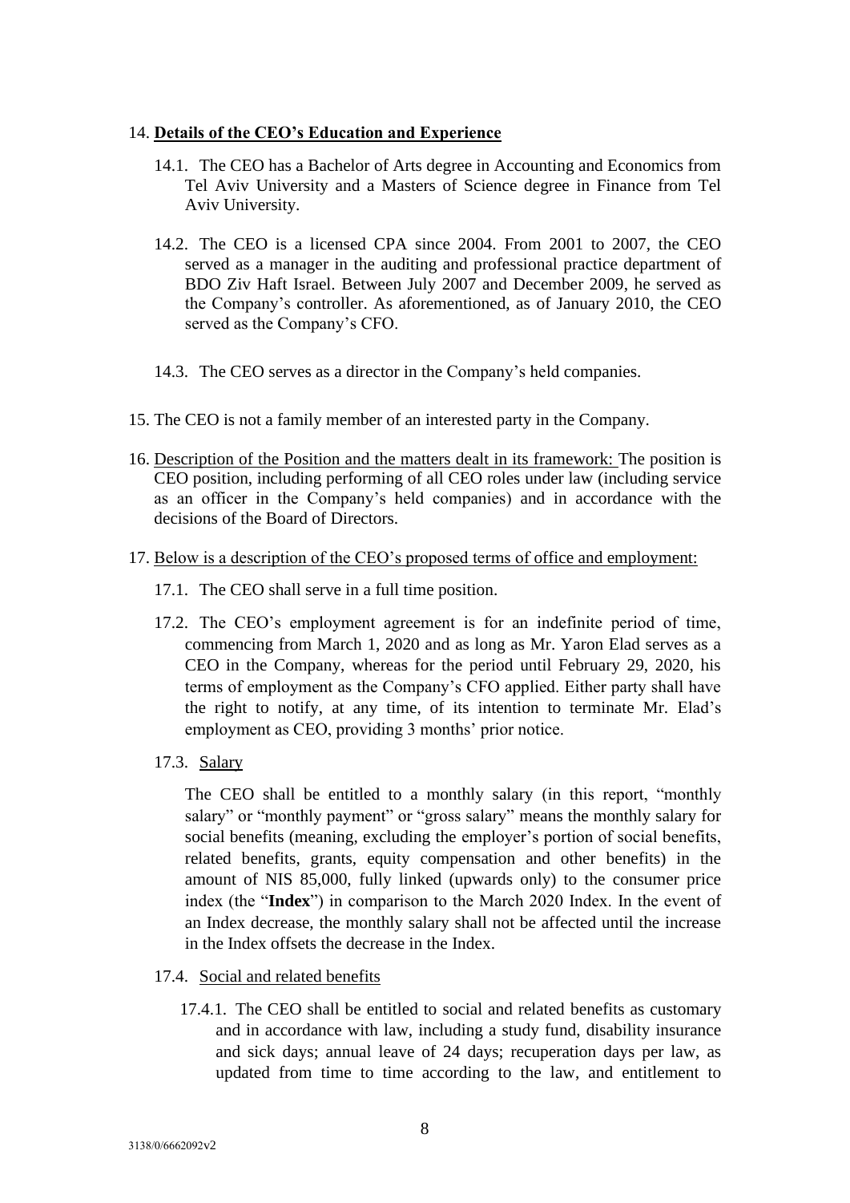14. **Details of the CEO's Education and Experience**

    14.1. The CEO has a Bachelor of Arts degree in Accounting and Economics from Tel Aviv University and a Masters of Science degree in Finance from Tel Aviv University.

    14.2. The CEO is a licensed CPA since 2004. From 2001 to 2007, the CEO served as a manager in the auditing and professional practice department of BDO Ziv Haft Israel. Between July 2007 and December 2009, he served as the Company's controller. As aforementioned, as of January 2010, the CEO served as the Company's CFO.

    14.3. The CEO serves as a director in the Company's held companies.

15. The CEO is not a family member of an interested party in the Company.

16. Description of the Position and the matters dealt in its framework: The position is CEO position, including performing of all CEO roles under law (including service as an officer in the Company's held companies) and in accordance with the decisions of the Board of Directors.

17. Below is a description of the CEO's proposed terms of office and employment:

    17.1. The CEO shall serve in a full time position.

    17.2. The CEO's employment agreement is for an indefinite period of time, commencing from March 1, 2020 and as long as Mr. Yaron Elad serves as a CEO in the Company, whereas for the period until February 29, 2020, his terms of employment as the Company's CFO applied. Either party shall have the right to notify, at any time, of its intention to terminate Mr. Elad's employment as CEO, providing 3 months' prior notice.

    17.3. Salary

    The CEO shall be entitled to a monthly salary (in this report, "monthly salary" or "monthly payment" or "gross salary" means the monthly salary for social benefits (meaning, excluding the employer's portion of social benefits, related benefits, grants, equity compensation and other benefits) in the amount of NIS 85,000, fully linked (upwards only) to the consumer price index (the "**Index**") in comparison to the March 2020 Index. In the event of an Index decrease, the monthly salary shall not be affected until the increase in the Index offsets the decrease in the Index.

    17.4. Social and related benefits

    17.4.1. The CEO shall be entitled to social and related benefits as customary and in accordance with law, including a study fund, disability insurance and sick days; annual leave of 24 days; recuperation days per law, as updated from time to time according to the law, and entitlement to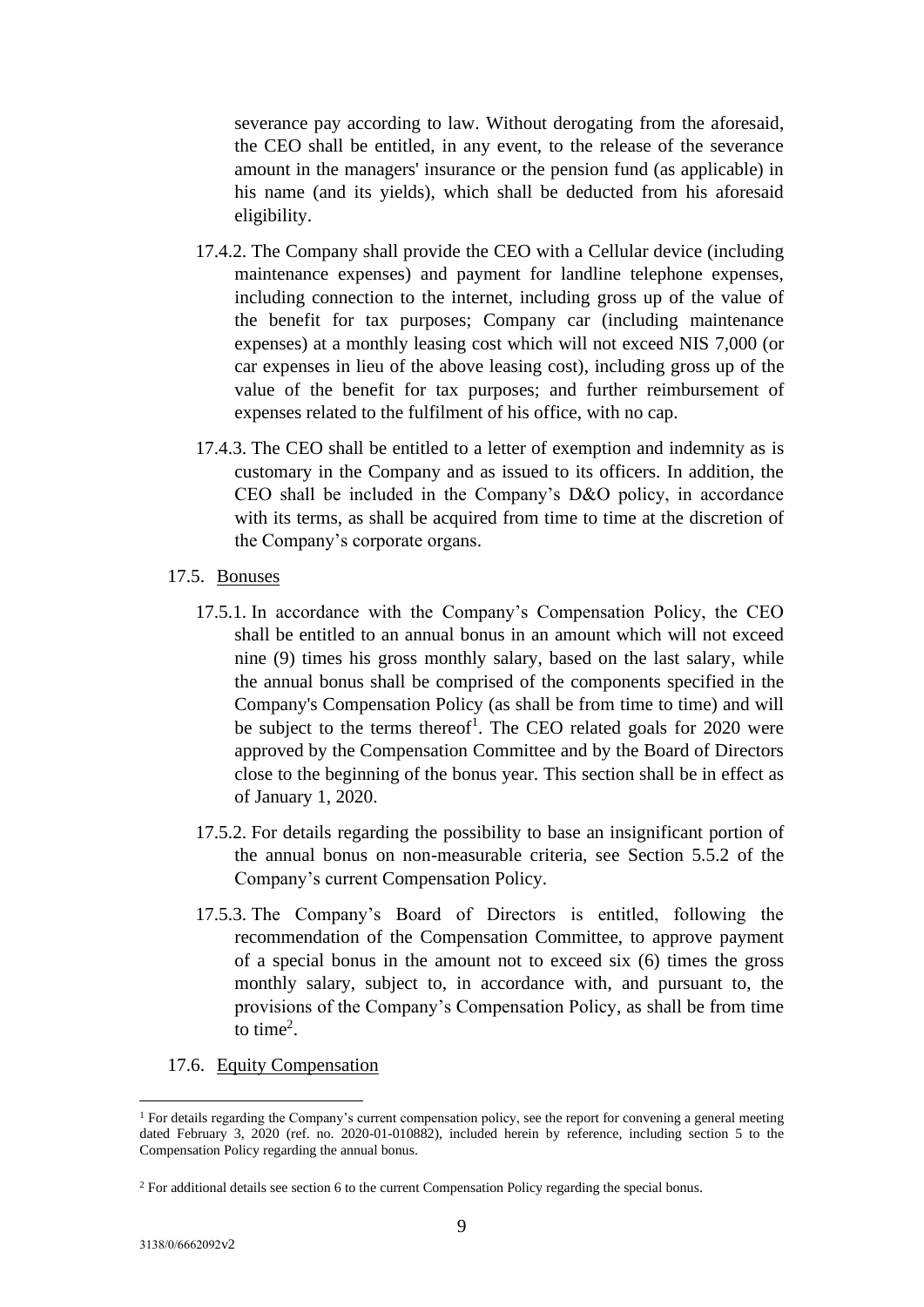severance pay according to law. Without derogating from the aforesaid, the CEO shall be entitled, in any event, to the release of the severance amount in the managers' insurance or the pension fund (as applicable) in his name (and its yields), which shall be deducted from his aforesaid eligibility.

17.4.2. The Company shall provide the CEO with a Cellular device (including maintenance expenses) and payment for landline telephone expenses, including connection to the internet, including gross up of the value of the benefit for tax purposes; Company car (including maintenance expenses) at a monthly leasing cost which will not exceed NIS 7,000 (or car expenses in lieu of the above leasing cost), including gross up of the value of the benefit for tax purposes; and further reimbursement of expenses related to the fulfilment of his office, with no cap.

17.4.3. The CEO shall be entitled to a letter of exemption and indemnity as is customary in the Company and as issued to its officers. In addition, the CEO shall be included in the Company's D&O policy, in accordance with its terms, as shall be acquired from time to time at the discretion of the Company's corporate organs.

17.5. Bonuses

17.5.1. In accordance with the Company's Compensation Policy, the CEO shall be entitled to an annual bonus in an amount which will not exceed nine (9) times his gross monthly salary, based on the last salary, while the annual bonus shall be comprised of the components specified in the Company's Compensation Policy (as shall be from time to time) and will be subject to the terms thereof[1]. The CEO related goals for 2020 were approved by the Compensation Committee and by the Board of Directors close to the beginning of the bonus year. This section shall be in effect as of January 1, 2020.

17.5.2. For details regarding the possibility to base an insignificant portion of the annual bonus on non-measurable criteria, see Section 5.5.2 of the Company's current Compensation Policy.

17.5.3. The Company's Board of Directors is entitled, following the recommendation of the Compensation Committee, to approve payment of a special bonus in the amount not to exceed six (6) times the gross monthly salary, subject to, in accordance with, and pursuant to, the provisions of the Company's Compensation Policy, as shall be from time to time[2].

17.6. Equity Compensation

[1] For details regarding the Company's current compensation policy, see the report for convening a general meeting dated February 3, 2020 (ref. no. 2020-01-010882), included herein by reference, including section 5 to the Compensation Policy regarding the annual bonus.

[2] For additional details see section 6 to the current Compensation Policy regarding the special bonus.

3138/0/6662092v2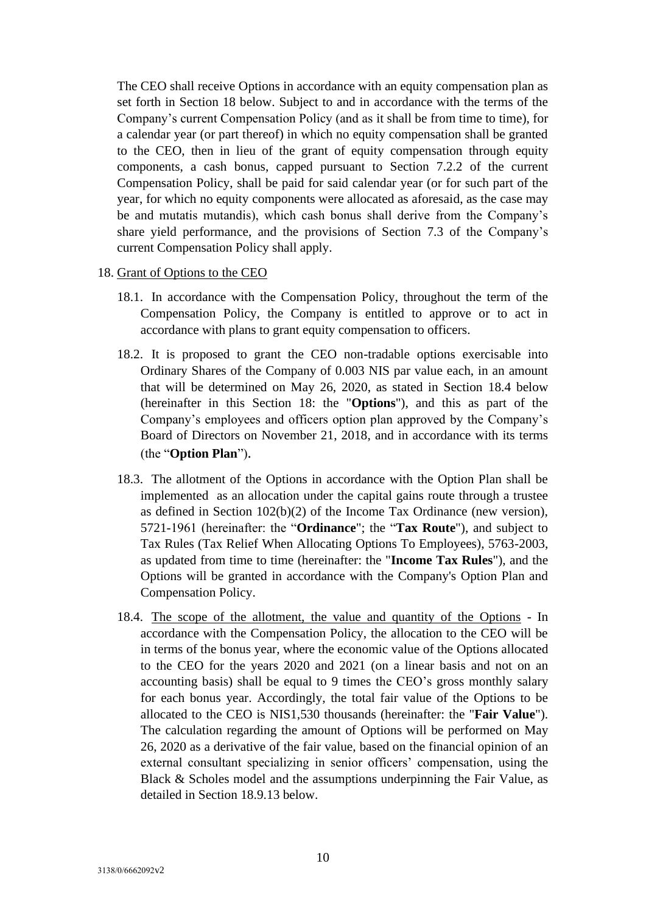The CEO shall receive Options in accordance with an equity compensation plan as set forth in Section 18 below. Subject to and in accordance with the terms of the Company's current Compensation Policy (and as it shall be from time to time), for a calendar year (or part thereof) in which no equity compensation shall be granted to the CEO, then in lieu of the grant of equity compensation through equity components, a cash bonus, capped pursuant to Section 7.2.2 of the current Compensation Policy, shall be paid for said calendar year (or for such part of the year, for which no equity components were allocated as aforesaid, as the case may be and mutatis mutandis), which cash bonus shall derive from the Company's share yield performance, and the provisions of Section 7.3 of the Company's current Compensation Policy shall apply.

18. Grant of Options to the CEO

18.1. In accordance with the Compensation Policy, throughout the term of the Compensation Policy, the Company is entitled to approve or to act in accordance with plans to grant equity compensation to officers.

18.2. It is proposed to grant the CEO non-tradable options exercisable into Ordinary Shares of the Company of 0.003 NIS par value each, in an amount that will be determined on May 26, 2020, as stated in Section 18.4 below (hereinafter in this Section 18: the "**Options**"), and this as part of the Company's employees and officers option plan approved by the Company's Board of Directors on November 21, 2018, and in accordance with its terms (the "**Option Plan**").

18.3. The allotment of the Options in accordance with the Option Plan shall be implemented as an allocation under the capital gains route through a trustee as defined in Section 102(b)(2) of the Income Tax Ordinance (new version), 5721-1961 (hereinafter: the "**Ordinance**"; the "**Tax Route**"), and subject to Tax Rules (Tax Relief When Allocating Options To Employees), 5763-2003, as updated from time to time (hereinafter: the "**Income Tax Rules**"), and the Options will be granted in accordance with the Company's Option Plan and Compensation Policy.

18.4. The scope of the allotment, the value and quantity of the Options - In accordance with the Compensation Policy, the allocation to the CEO will be in terms of the bonus year, where the economic value of the Options allocated to the CEO for the years 2020 and 2021 (on a linear basis and not on an accounting basis) shall be equal to 9 times the CEO's gross monthly salary for each bonus year. Accordingly, the total fair value of the Options to be allocated to the CEO is NIS1,530 thousands (hereinafter: the "**Fair Value**"). The calculation regarding the amount of Options will be performed on May 26, 2020 as a derivative of the fair value, based on the financial opinion of an external consultant specializing in senior officers' compensation, using the Black & Scholes model and the assumptions underpinning the Fair Value, as detailed in Section 18.9.13 below.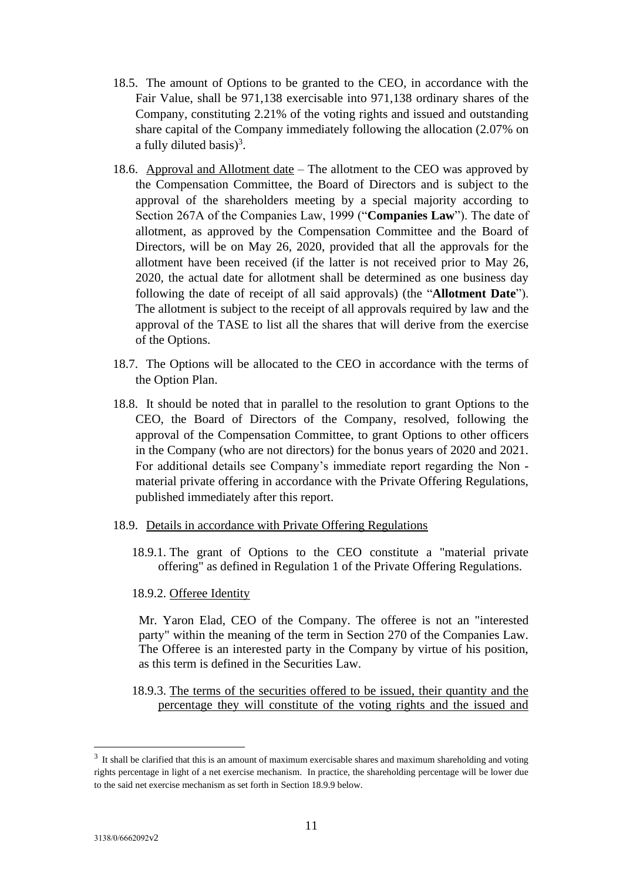18.5. The amount of Options to be granted to the CEO, in accordance with the Fair Value, shall be 971,138 exercisable into 971,138 ordinary shares of the Company, constituting 2.21% of the voting rights and issued and outstanding share capital of the Company immediately following the allocation (2.07% on a fully diluted basis)[3].

18.6. Approval and Allotment date – The allotment to the CEO was approved by the Compensation Committee, the Board of Directors and is subject to the approval of the shareholders meeting by a special majority according to Section 267A of the Companies Law, 1999 ("**Companies Law**"). The date of allotment, as approved by the Compensation Committee and the Board of Directors, will be on May 26, 2020, provided that all the approvals for the allotment have been received (if the latter is not received prior to May 26, 2020, the actual date for allotment shall be determined as one business day following the date of receipt of all said approvals) (the "**Allotment Date**"). The allotment is subject to the receipt of all approvals required by law and the approval of the TASE to list all the shares that will derive from the exercise of the Options.

18.7. The Options will be allocated to the CEO in accordance with the terms of the Option Plan.

18.8. It should be noted that in parallel to the resolution to grant Options to the CEO, the Board of Directors of the Company, resolved, following the approval of the Compensation Committee, to grant Options to other officers in the Company (who are not directors) for the bonus years of 2020 and 2021. For additional details see Company's immediate report regarding the Non - material private offering in accordance with the Private Offering Regulations, published immediately after this report.

18.9. Details in accordance with Private Offering Regulations

18.9.1. The grant of Options to the CEO constitute a "material private offering" as defined in Regulation 1 of the Private Offering Regulations.

18.9.2. Offeree Identity

Mr. Yaron Elad, CEO of the Company. The offeree is not an "interested party" within the meaning of the term in Section 270 of the Companies Law. The Offeree is an interested party in the Company by virtue of his position, as this term is defined in the Securities Law.

18.9.3. The terms of the securities offered to be issued, their quantity and the percentage they will constitute of the voting rights and the issued and

---

[3] It shall be clarified that this is an amount of maximum exercisable shares and maximum shareholding and voting rights percentage in light of a net exercise mechanism. In practice, the shareholding percentage will be lower due to the said net exercise mechanism as set forth in Section 18.9.9 below.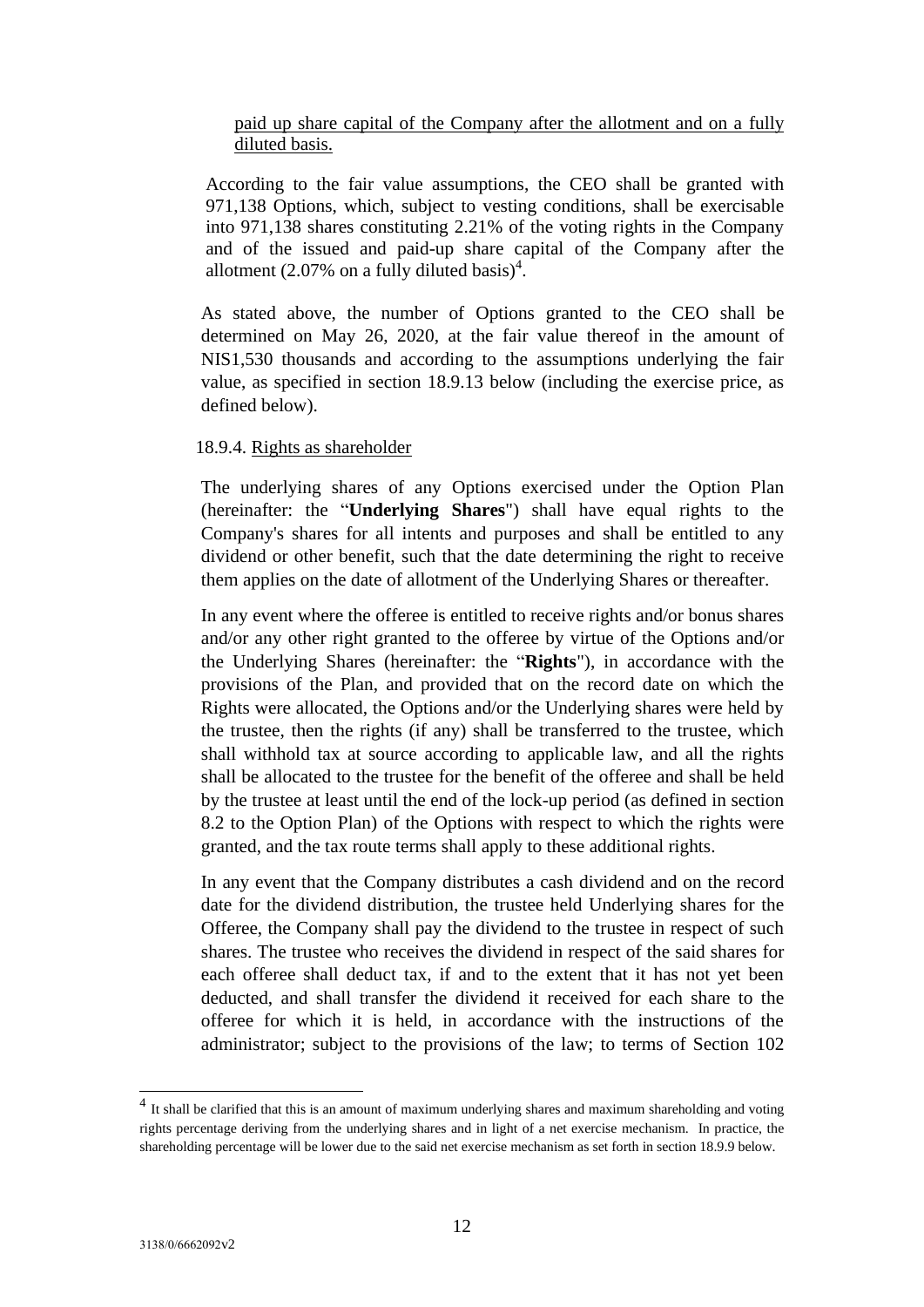paid up share capital of the Company after the allotment and on a fully diluted basis.

According to the fair value assumptions, the CEO shall be granted with 971,138 Options, which, subject to vesting conditions, shall be exercisable into 971,138 shares constituting 2.21% of the voting rights in the Company and of the issued and paid-up share capital of the Company after the allotment (2.07% on a fully diluted basis)[4].

As stated above, the number of Options granted to the CEO shall be determined on May 26, 2020, at the fair value thereof in the amount of NIS1,530 thousands and according to the assumptions underlying the fair value, as specified in section 18.9.13 below (including the exercise price, as defined below).

18.9.4. Rights as shareholder

The underlying shares of any Options exercised under the Option Plan (hereinafter: the "**Underlying Shares**") shall have equal rights to the Company's shares for all intents and purposes and shall be entitled to any dividend or other benefit, such that the date determining the right to receive them applies on the date of allotment of the Underlying Shares or thereafter.

In any event where the offeree is entitled to receive rights and/or bonus shares and/or any other right granted to the offeree by virtue of the Options and/or the Underlying Shares (hereinafter: the "**Rights**"), in accordance with the provisions of the Plan, and provided that on the record date on which the Rights were allocated, the Options and/or the Underlying shares were held by the trustee, then the rights (if any) shall be transferred to the trustee, which shall withhold tax at source according to applicable law, and all the rights shall be allocated to the trustee for the benefit of the offeree and shall be held by the trustee at least until the end of the lock-up period (as defined in section 8.2 to the Option Plan) of the Options with respect to which the rights were granted, and the tax route terms shall apply to these additional rights.

In any event that the Company distributes a cash dividend and on the record date for the dividend distribution, the trustee held Underlying shares for the Offeree, the Company shall pay the dividend to the trustee in respect of such shares. The trustee who receives the dividend in respect of the said shares for each offeree shall deduct tax, if and to the extent that it has not yet been deducted, and shall transfer the dividend it received for each share to the offeree for which it is held, in accordance with the instructions of the administrator; subject to the provisions of the law; to terms of Section 102

[4] It shall be clarified that this is an amount of maximum underlying shares and maximum shareholding and voting rights percentage deriving from the underlying shares and in light of a net exercise mechanism. In practice, the shareholding percentage will be lower due to the said net exercise mechanism as set forth in section 18.9.9 below.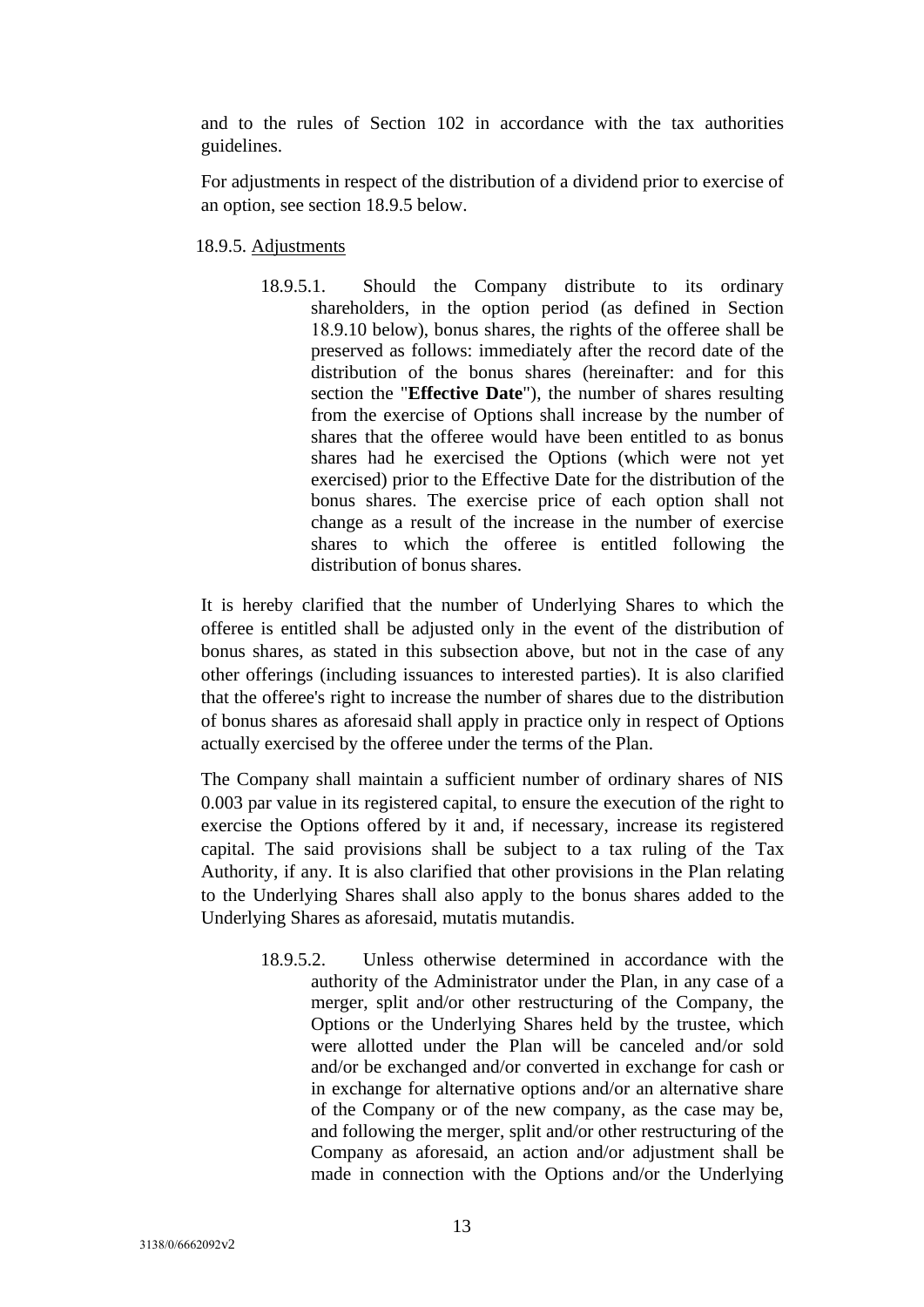and to the rules of Section 102 in accordance with the tax authorities guidelines.

For adjustments in respect of the distribution of a dividend prior to exercise of an option, see section 18.9.5 below.

18.9.5. Adjustments

18.9.5.1. Should the Company distribute to its ordinary shareholders, in the option period (as defined in Section 18.9.10 below), bonus shares, the rights of the offeree shall be preserved as follows: immediately after the record date of the distribution of the bonus shares (hereinafter: and for this section the "**Effective Date**"), the number of shares resulting from the exercise of Options shall increase by the number of shares that the offeree would have been entitled to as bonus shares had he exercised the Options (which were not yet exercised) prior to the Effective Date for the distribution of the bonus shares. The exercise price of each option shall not change as a result of the increase in the number of exercise shares to which the offeree is entitled following the distribution of bonus shares.

It is hereby clarified that the number of Underlying Shares to which the offeree is entitled shall be adjusted only in the event of the distribution of bonus shares, as stated in this subsection above, but not in the case of any other offerings (including issuances to interested parties). It is also clarified that the offeree's right to increase the number of shares due to the distribution of bonus shares as aforesaid shall apply in practice only in respect of Options actually exercised by the offeree under the terms of the Plan.

The Company shall maintain a sufficient number of ordinary shares of NIS 0.003 par value in its registered capital, to ensure the execution of the right to exercise the Options offered by it and, if necessary, increase its registered capital. The said provisions shall be subject to a tax ruling of the Tax Authority, if any. It is also clarified that other provisions in the Plan relating to the Underlying Shares shall also apply to the bonus shares added to the Underlying Shares as aforesaid, mutatis mutandis.

18.9.5.2. Unless otherwise determined in accordance with the authority of the Administrator under the Plan, in any case of a merger, split and/or other restructuring of the Company, the Options or the Underlying Shares held by the trustee, which were allotted under the Plan will be canceled and/or sold and/or be exchanged and/or converted in exchange for cash or in exchange for alternative options and/or an alternative share of the Company or of the new company, as the case may be, and following the merger, split and/or other restructuring of the Company as aforesaid, an action and/or adjustment shall be made in connection with the Options and/or the Underlying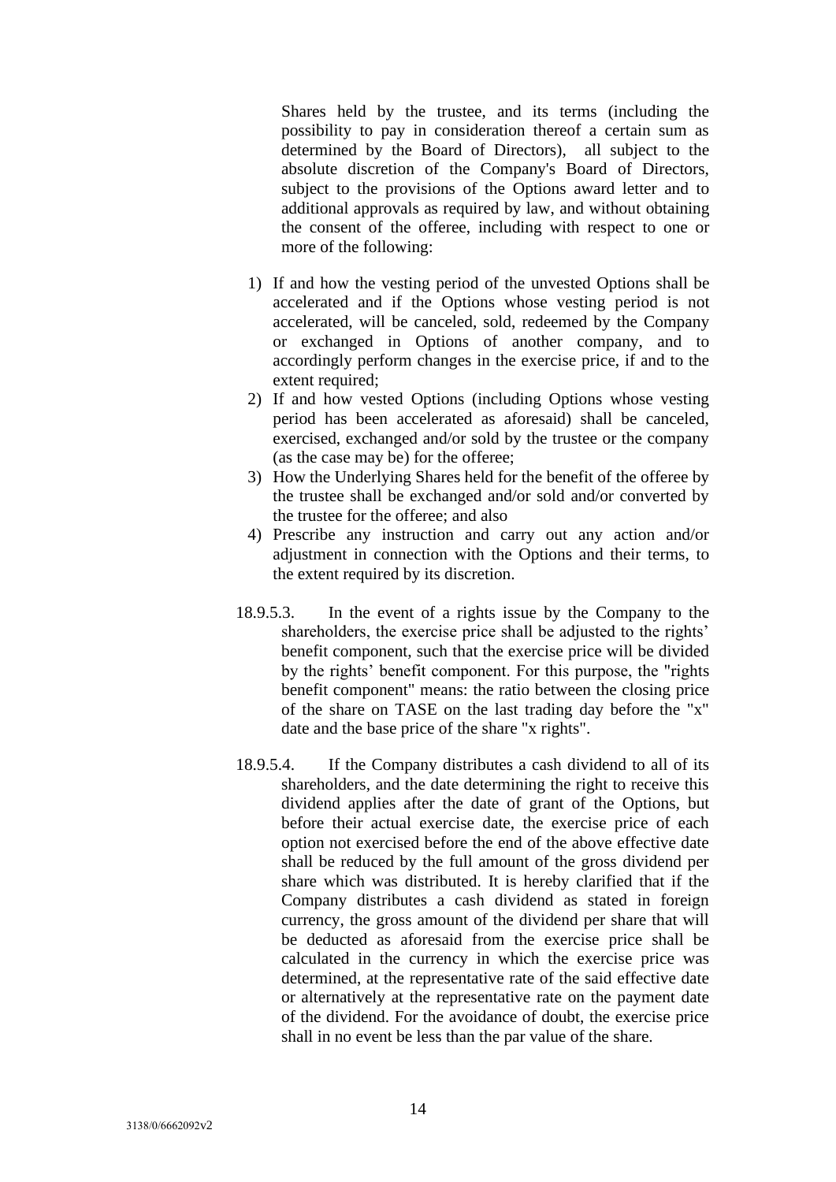Shares held by the trustee, and its terms (including the possibility to pay in consideration thereof a certain sum as determined by the Board of Directors), all subject to the absolute discretion of the Company's Board of Directors, subject to the provisions of the Options award letter and to additional approvals as required by law, and without obtaining the consent of the offeree, including with respect to one or more of the following:

1) If and how the vesting period of the unvested Options shall be accelerated and if the Options whose vesting period is not accelerated, will be canceled, sold, redeemed by the Company or exchanged in Options of another company, and to accordingly perform changes in the exercise price, if and to the extent required;
2) If and how vested Options (including Options whose vesting period has been accelerated as aforesaid) shall be canceled, exercised, exchanged and/or sold by the trustee or the company (as the case may be) for the offeree;
3) How the Underlying Shares held for the benefit of the offeree by the trustee shall be exchanged and/or sold and/or converted by the trustee for the offeree; and also
4) Prescribe any instruction and carry out any action and/or adjustment in connection with the Options and their terms, to the extent required by its discretion.

18.9.5.3. In the event of a rights issue by the Company to the shareholders, the exercise price shall be adjusted to the rights' benefit component, such that the exercise price will be divided by the rights' benefit component. For this purpose, the "rights benefit component" means: the ratio between the closing price of the share on TASE on the last trading day before the "x" date and the base price of the share "x rights".

18.9.5.4. If the Company distributes a cash dividend to all of its shareholders, and the date determining the right to receive this dividend applies after the date of grant of the Options, but before their actual exercise date, the exercise price of each option not exercised before the end of the above effective date shall be reduced by the full amount of the gross dividend per share which was distributed. It is hereby clarified that if the Company distributes a cash dividend as stated in foreign currency, the gross amount of the dividend per share that will be deducted as aforesaid from the exercise price shall be calculated in the currency in which the exercise price was determined, at the representative rate of the said effective date or alternatively at the representative rate on the payment date of the dividend. For the avoidance of doubt, the exercise price shall in no event be less than the par value of the share.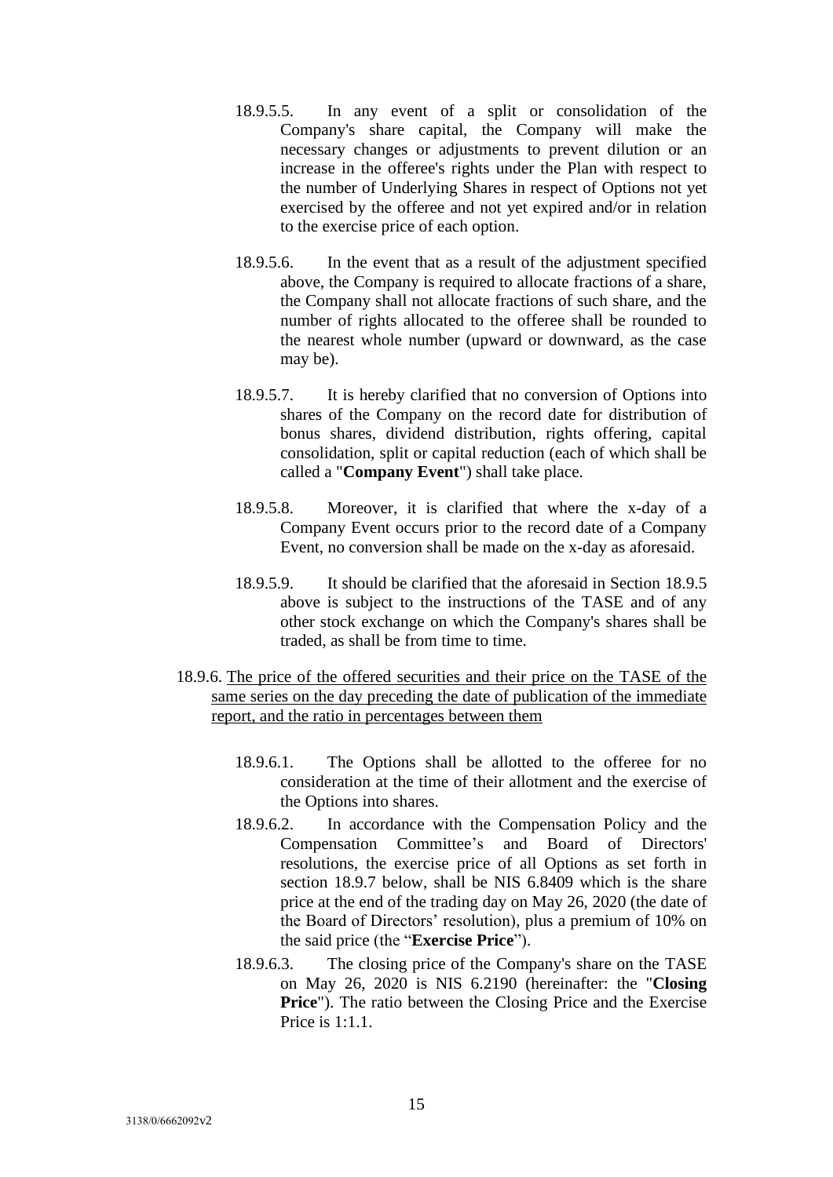18.9.5.5. In any event of a split or consolidation of the Company's share capital, the Company will make the necessary changes or adjustments to prevent dilution or an increase in the offeree's rights under the Plan with respect to the number of Underlying Shares in respect of Options not yet exercised by the offeree and not yet expired and/or in relation to the exercise price of each option.

18.9.5.6. In the event that as a result of the adjustment specified above, the Company is required to allocate fractions of a share, the Company shall not allocate fractions of such share, and the number of rights allocated to the offeree shall be rounded to the nearest whole number (upward or downward, as the case may be).

18.9.5.7. It is hereby clarified that no conversion of Options into shares of the Company on the record date for distribution of bonus shares, dividend distribution, rights offering, capital consolidation, split or capital reduction (each of which shall be called a "**Company Event**") shall take place.

18.9.5.8. Moreover, it is clarified that where the x-day of a Company Event occurs prior to the record date of a Company Event, no conversion shall be made on the x-day as aforesaid.

18.9.5.9. It should be clarified that the aforesaid in Section 18.9.5 above is subject to the instructions of the TASE and of any other stock exchange on which the Company's shares shall be traded, as shall be from time to time.

18.9.6. <u>The price of the offered securities and their price on the TASE of the same series on the day preceding the date of publication of the immediate report, and the ratio in percentages between them</u>

18.9.6.1. The Options shall be allotted to the offeree for no consideration at the time of their allotment and the exercise of the Options into shares.

18.9.6.2. In accordance with the Compensation Policy and the Compensation Committee's and Board of Directors' resolutions, the exercise price of all Options as set forth in section 18.9.7 below, shall be NIS 6.8409 which is the share price at the end of the trading day on May 26, 2020 (the date of the Board of Directors' resolution), plus a premium of 10% on the said price (the "**Exercise Price**").

18.9.6.3. The closing price of the Company's share on the TASE on May 26, 2020 is NIS 6.2190 (hereinafter: the "**Closing Price**"). The ratio between the Closing Price and the Exercise Price is 1:1.1.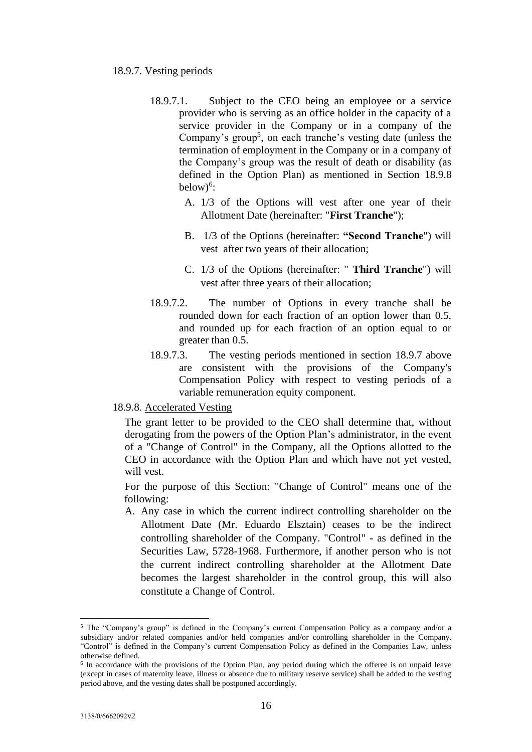18.9.7. Vesting periods

18.9.7.1. Subject to the CEO being an employee or a service provider who is serving as an office holder in the capacity of a service provider in the Company or in a company of the Company's group[5], on each tranche's vesting date (unless the termination of employment in the Company or in a company of the Company's group was the result of death or disability (as defined in the Option Plan) as mentioned in Section 18.9.8 below)[6]:

A. 1/3 of the Options will vest after one year of their Allotment Date (hereinafter: "**First Tranche**");

B. 1/3 of the Options (hereinafter: **"Second Tranche**") will vest after two years of their allocation;

C. 1/3 of the Options (hereinafter: " **Third Tranche**") will vest after three years of their allocation;

18.9.7.2. The number of Options in every tranche shall be rounded down for each fraction of an option lower than 0.5, and rounded up for each fraction of an option equal to or greater than 0.5.

18.9.7.3. The vesting periods mentioned in section 18.9.7 above are consistent with the provisions of the Company's Compensation Policy with respect to vesting periods of a variable remuneration equity component.

18.9.8. Accelerated Vesting

The grant letter to be provided to the CEO shall determine that, without derogating from the powers of the Option Plan's administrator, in the event of a "Change of Control" in the Company, all the Options allotted to the CEO in accordance with the Option Plan and which have not yet vested, will vest.

For the purpose of this Section: "Change of Control" means one of the following:

A. Any case in which the current indirect controlling shareholder on the Allotment Date (Mr. Eduardo Elsztain) ceases to be the indirect controlling shareholder of the Company. "Control" - as defined in the Securities Law, 5728-1968. Furthermore, if another person who is not the current indirect controlling shareholder at the Allotment Date becomes the largest shareholder in the control group, this will also constitute a Change of Control.

---

[5] The "Company's group" is defined in the Company's current Compensation Policy as a company and/or a subsidiary and/or related companies and/or held companies and/or controlling shareholder in the Company. "Control" is defined in the Company's current Compensation Policy as defined in the Companies Law, unless otherwise defined.

[6] In accordance with the provisions of the Option Plan, any period during which the offeree is on unpaid leave (except in cases of maternity leave, illness or absence due to military reserve service) shall be added to the vesting period above, and the vesting dates shall be postponed accordingly.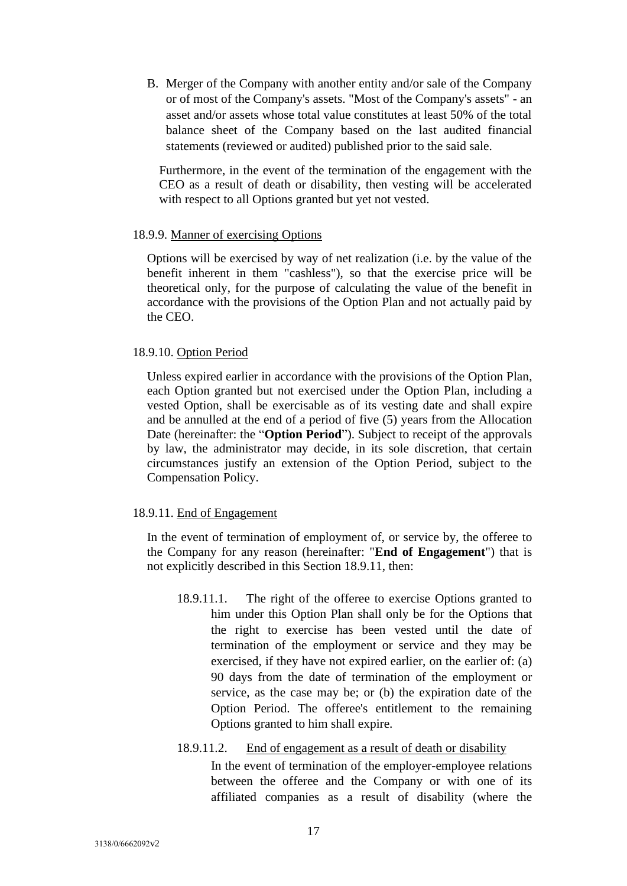B. Merger of the Company with another entity and/or sale of the Company or of most of the Company's assets. "Most of the Company's assets" - an asset and/or assets whose total value constitutes at least 50% of the total balance sheet of the Company based on the last audited financial statements (reviewed or audited) published prior to the said sale.

Furthermore, in the event of the termination of the engagement with the CEO as a result of death or disability, then vesting will be accelerated with respect to all Options granted but yet not vested.

18.9.9. Manner of exercising Options

Options will be exercised by way of net realization (i.e. by the value of the benefit inherent in them "cashless"), so that the exercise price will be theoretical only, for the purpose of calculating the value of the benefit in accordance with the provisions of the Option Plan and not actually paid by the CEO.

18.9.10. Option Period

Unless expired earlier in accordance with the provisions of the Option Plan, each Option granted but not exercised under the Option Plan, including a vested Option, shall be exercisable as of its vesting date and shall expire and be annulled at the end of a period of five (5) years from the Allocation Date (hereinafter: the "**Option Period**"). Subject to receipt of the approvals by law, the administrator may decide, in its sole discretion, that certain circumstances justify an extension of the Option Period, subject to the Compensation Policy.

18.9.11. End of Engagement

In the event of termination of employment of, or service by, the offeree to the Company for any reason (hereinafter: "**End of Engagement**") that is not explicitly described in this Section 18.9.11, then:

18.9.11.1. The right of the offeree to exercise Options granted to him under this Option Plan shall only be for the Options that the right to exercise has been vested until the date of termination of the employment or service and they may be exercised, if they have not expired earlier, on the earlier of: (a) 90 days from the date of termination of the employment or service, as the case may be; or (b) the expiration date of the Option Period. The offeree's entitlement to the remaining Options granted to him shall expire.

18.9.11.2. End of engagement as a result of death or disability

In the event of termination of the employer-employee relations between the offeree and the Company or with one of its affiliated companies as a result of disability (where the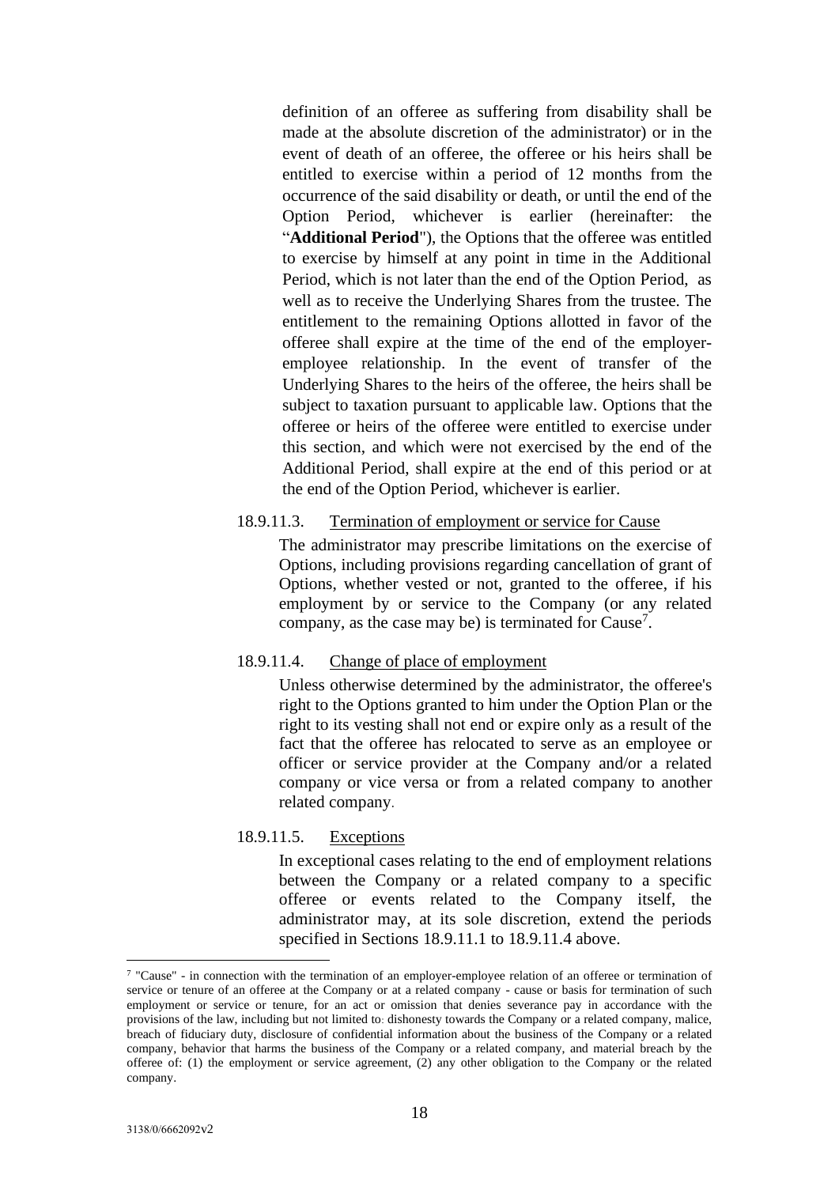definition of an offeree as suffering from disability shall be made at the absolute discretion of the administrator) or in the event of death of an offeree, the offeree or his heirs shall be entitled to exercise within a period of 12 months from the occurrence of the said disability or death, or until the end of the Option Period, whichever is earlier (hereinafter: the "**Additional Period**"), the Options that the offeree was entitled to exercise by himself at any point in time in the Additional Period, which is not later than the end of the Option Period, as well as to receive the Underlying Shares from the trustee. The entitlement to the remaining Options allotted in favor of the offeree shall expire at the time of the end of the employer-employee relationship. In the event of transfer of the Underlying Shares to the heirs of the offeree, the heirs shall be subject to taxation pursuant to applicable law. Options that the offeree or heirs of the offeree were entitled to exercise under this section, and which were not exercised by the end of the Additional Period, shall expire at the end of this period or at the end of the Option Period, whichever is earlier.

18.9.11.3. <u>Termination of employment or service for Cause</u>

The administrator may prescribe limitations on the exercise of Options, including provisions regarding cancellation of grant of Options, whether vested or not, granted to the offeree, if his employment by or service to the Company (or any related company, as the case may be) is terminated for Cause[7].

18.9.11.4. <u>Change of place of employment</u>

Unless otherwise determined by the administrator, the offeree's right to the Options granted to him under the Option Plan or the right to its vesting shall not end or expire only as a result of the fact that the offeree has relocated to serve as an employee or officer or service provider at the Company and/or a related company or vice versa or from a related company to another related company.

18.9.11.5. <u>Exceptions</u>

In exceptional cases relating to the end of employment relations between the Company or a related company to a specific offeree or events related to the Company itself, the administrator may, at its sole discretion, extend the periods specified in Sections 18.9.11.1 to 18.9.11.4 above.

---

[7] "Cause" - in connection with the termination of an employer-employee relation of an offeree or termination of service or tenure of an offeree at the Company or at a related company - cause or basis for termination of such employment or service or tenure, for an act or omission that denies severance pay in accordance with the provisions of the law, including but not limited to: dishonesty towards the Company or a related company, malice, breach of fiduciary duty, disclosure of confidential information about the business of the Company or a related company, behavior that harms the business of the Company or a related company, and material breach by the offeree of: (1) the employment or service agreement, (2) any other obligation to the Company or the related company.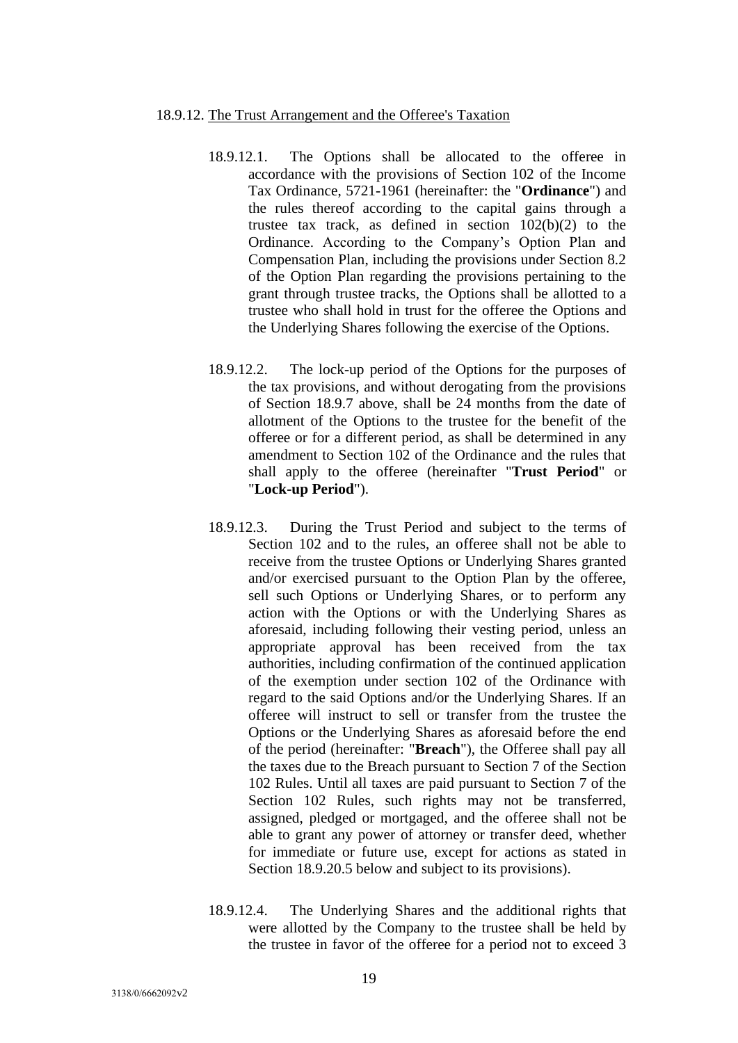18.9.12. <u>The Trust Arrangement and the Offeree's Taxation</u>

18.9.12.1. The Options shall be allocated to the offeree in accordance with the provisions of Section 102 of the Income Tax Ordinance, 5721-1961 (hereinafter: the "**Ordinance**") and the rules thereof according to the capital gains through a trustee tax track, as defined in section 102(b)(2) to the Ordinance. According to the Company's Option Plan and Compensation Plan, including the provisions under Section 8.2 of the Option Plan regarding the provisions pertaining to the grant through trustee tracks, the Options shall be allotted to a trustee who shall hold in trust for the offeree the Options and the Underlying Shares following the exercise of the Options.

18.9.12.2. The lock-up period of the Options for the purposes of the tax provisions, and without derogating from the provisions of Section 18.9.7 above, shall be 24 months from the date of allotment of the Options to the trustee for the benefit of the offeree or for a different period, as shall be determined in any amendment to Section 102 of the Ordinance and the rules that shall apply to the offeree (hereinafter "**Trust Period**" or "**Lock-up Period**").

18.9.12.3. During the Trust Period and subject to the terms of Section 102 and to the rules, an offeree shall not be able to receive from the trustee Options or Underlying Shares granted and/or exercised pursuant to the Option Plan by the offeree, sell such Options or Underlying Shares, or to perform any action with the Options or with the Underlying Shares as aforesaid, including following their vesting period, unless an appropriate approval has been received from the tax authorities, including confirmation of the continued application of the exemption under section 102 of the Ordinance with regard to the said Options and/or the Underlying Shares. If an offeree will instruct to sell or transfer from the trustee the Options or the Underlying Shares as aforesaid before the end of the period (hereinafter: "**Breach**"), the Offeree shall pay all the taxes due to the Breach pursuant to Section 7 of the Section 102 Rules. Until all taxes are paid pursuant to Section 7 of the Section 102 Rules, such rights may not be transferred, assigned, pledged or mortgaged, and the offeree shall not be able to grant any power of attorney or transfer deed, whether for immediate or future use, except for actions as stated in Section 18.9.20.5 below and subject to its provisions).

18.9.12.4. The Underlying Shares and the additional rights that were allotted by the Company to the trustee shall be held by the trustee in favor of the offeree for a period not to exceed 3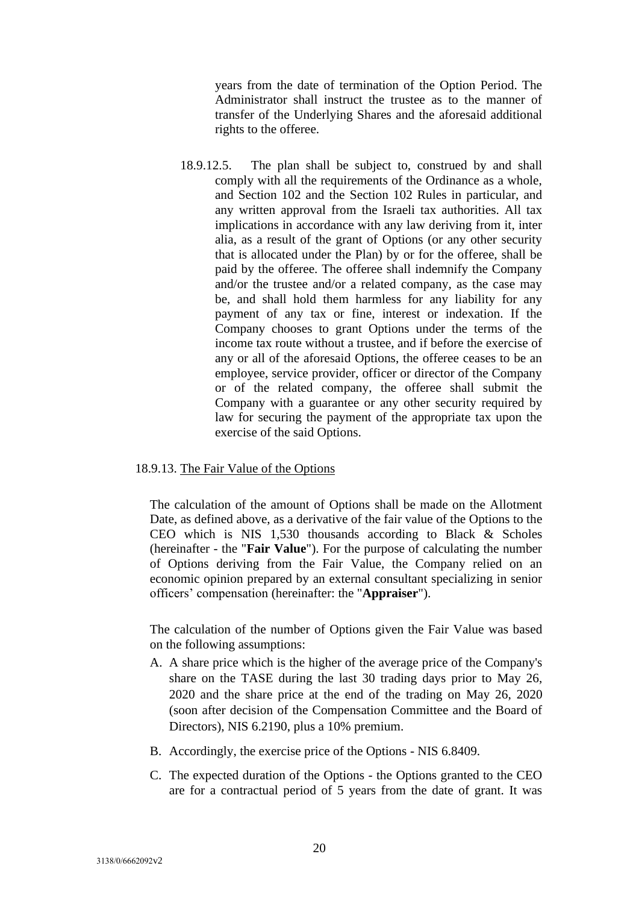years from the date of termination of the Option Period. The Administrator shall instruct the trustee as to the manner of transfer of the Underlying Shares and the aforesaid additional rights to the offeree.

18.9.12.5. The plan shall be subject to, construed by and shall comply with all the requirements of the Ordinance as a whole, and Section 102 and the Section 102 Rules in particular, and any written approval from the Israeli tax authorities. All tax implications in accordance with any law deriving from it, inter alia, as a result of the grant of Options (or any other security that is allocated under the Plan) by or for the offeree, shall be paid by the offeree. The offeree shall indemnify the Company and/or the trustee and/or a related company, as the case may be, and shall hold them harmless for any liability for any payment of any tax or fine, interest or indexation. If the Company chooses to grant Options under the terms of the income tax route without a trustee, and if before the exercise of any or all of the aforesaid Options, the offeree ceases to be an employee, service provider, officer or director of the Company or of the related company, the offeree shall submit the Company with a guarantee or any other security required by law for securing the payment of the appropriate tax upon the exercise of the said Options.

18.9.13. The Fair Value of the Options

The calculation of the amount of Options shall be made on the Allotment Date, as defined above, as a derivative of the fair value of the Options to the CEO which is NIS 1,530 thousands according to Black & Scholes (hereinafter - the "**Fair Value**"). For the purpose of calculating the number of Options deriving from the Fair Value, the Company relied on an economic opinion prepared by an external consultant specializing in senior officers' compensation (hereinafter: the "**Appraiser**").

The calculation of the number of Options given the Fair Value was based on the following assumptions:

A. A share price which is the higher of the average price of the Company's share on the TASE during the last 30 trading days prior to May 26, 2020 and the share price at the end of the trading on May 26, 2020 (soon after decision of the Compensation Committee and the Board of Directors), NIS 6.2190, plus a 10% premium.

B. Accordingly, the exercise price of the Options - NIS 6.8409.

C. The expected duration of the Options - the Options granted to the CEO are for a contractual period of 5 years from the date of grant. It was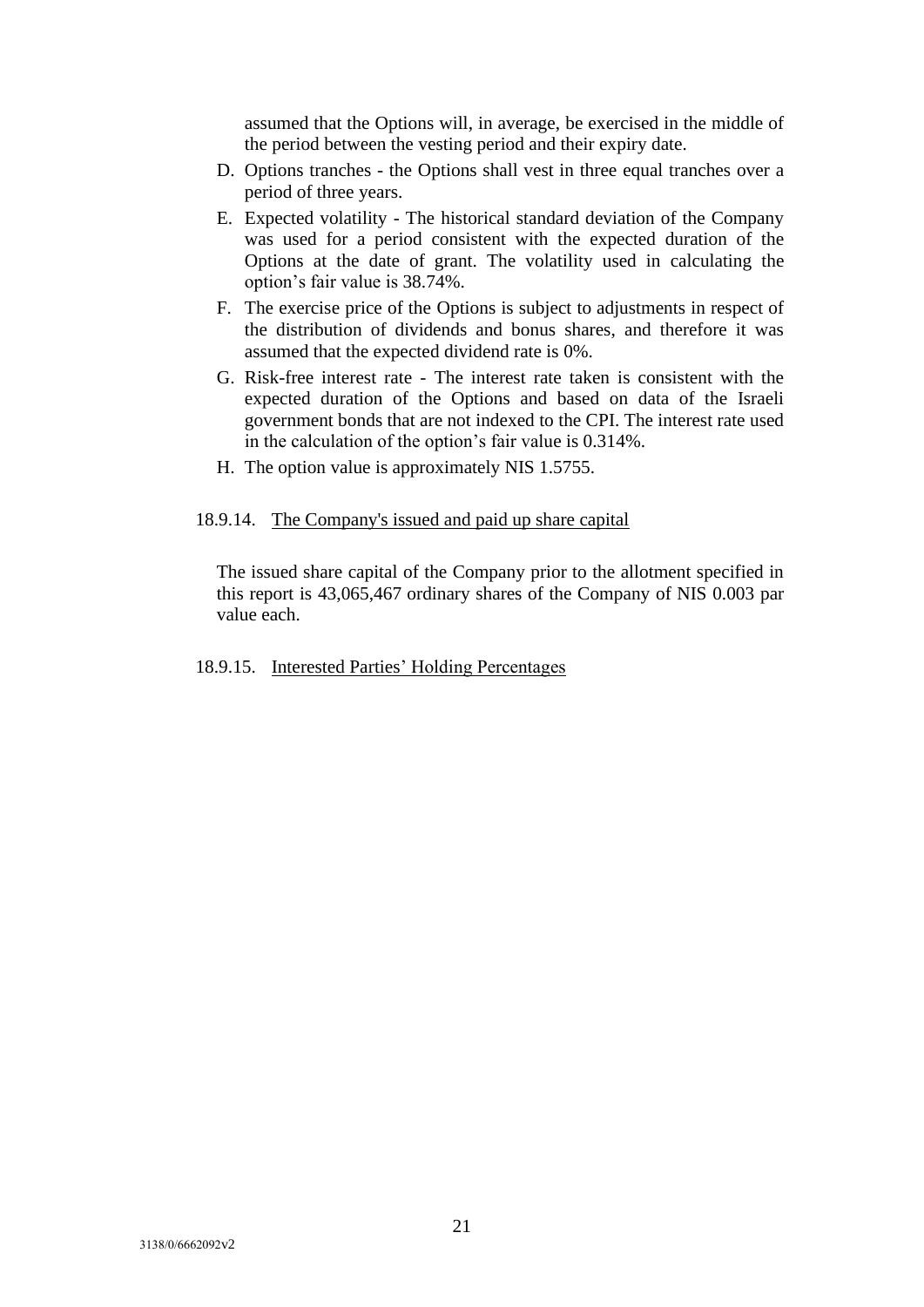assumed that the Options will, in average, be exercised in the middle of the period between the vesting period and their expiry date.

D. Options tranches - the Options shall vest in three equal tranches over a period of three years.
E. Expected volatility - The historical standard deviation of the Company was used for a period consistent with the expected duration of the Options at the date of grant. The volatility used in calculating the option's fair value is 38.74%.
F. The exercise price of the Options is subject to adjustments in respect of the distribution of dividends and bonus shares, and therefore it was assumed that the expected dividend rate is 0%.
G. Risk-free interest rate - The interest rate taken is consistent with the expected duration of the Options and based on data of the Israeli government bonds that are not indexed to the CPI. The interest rate used in the calculation of the option's fair value is 0.314%.
H. The option value is approximately NIS 1.5755.

18.9.14. The Company's issued and paid up share capital

The issued share capital of the Company prior to the allotment specified in this report is 43,065,467 ordinary shares of the Company of NIS 0.003 par value each.

18.9.15. Interested Parties' Holding Percentages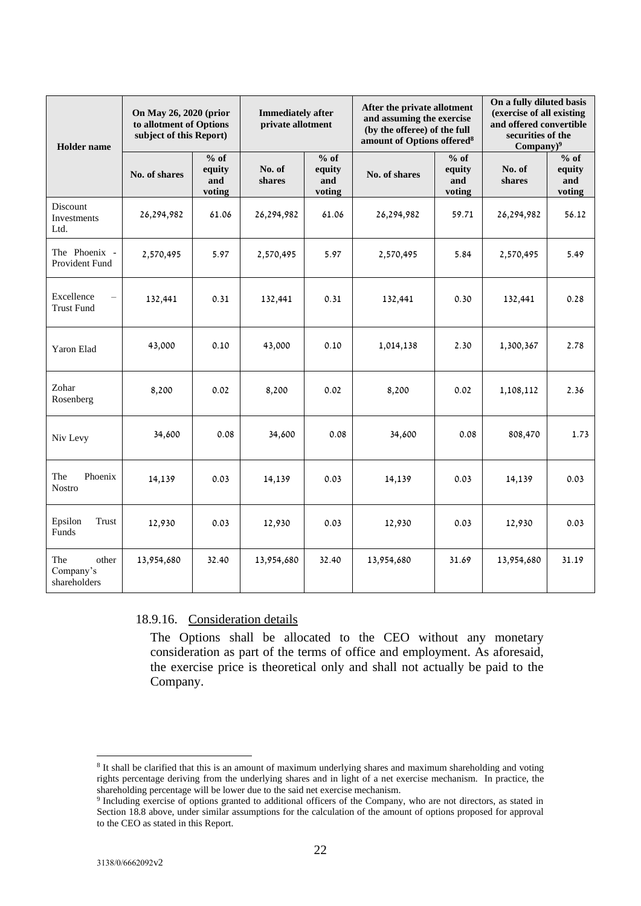| Holder name | On May 26, 2020 (prior to allotment of Options subject of this Report) | | Immediately after private allotment | | After the private allotment and assuming the exercise (by the offeree) of the full amount of Options offered[8] | | On a fully diluted basis (exercise of all existing and offered convertible securities of the Company)[9] | |
|---|---|---|---|---|---|---|---|---|
| | No. of shares | % of equity and voting | No. of shares | % of equity and voting | No. of shares | % of equity and voting | No. of shares | % of equity and voting |
| Discount Investments Ltd. | 26,294,982 | 61.06 | 26,294,982 | 61.06 | 26,294,982 | 59.71 | 26,294,982 | 56.12 |
| The Phoenix - Provident Fund | 2,570,495 | 5.97 | 2,570,495 | 5.97 | 2,570,495 | 5.84 | 2,570,495 | 5.49 |
| Excellence – Trust Fund | 132,441 | 0.31 | 132,441 | 0.31 | 132,441 | 0.30 | 132,441 | 0.28 |
| Yaron Elad | 43,000 | 0.10 | 43,000 | 0.10 | 1,014,138 | 2.30 | 1,300,367 | 2.78 |
| Zohar Rosenberg | 8,200 | 0.02 | 8,200 | 0.02 | 8,200 | 0.02 | 1,108,112 | 2.36 |
| Niv Levy | 34,600 | 0.08 | 34,600 | 0.08 | 34,600 | 0.08 | 808,470 | 1.73 |
| The Phoenix Nostro | 14,139 | 0.03 | 14,139 | 0.03 | 14,139 | 0.03 | 14,139 | 0.03 |
| Epsilon Trust Funds | 12,930 | 0.03 | 12,930 | 0.03 | 12,930 | 0.03 | 12,930 | 0.03 |
| The other Company's shareholders | 13,954,680 | 32.40 | 13,954,680 | 32.40 | 13,954,680 | 31.69 | 13,954,680 | 31.19 |

18.9.16. Consideration details

The Options shall be allocated to the CEO without any monetary consideration as part of the terms of office and employment. As aforesaid, the exercise price is theoretical only and shall not actually be paid to the Company.

[8] It shall be clarified that this is an amount of maximum underlying shares and maximum shareholding and voting rights percentage deriving from the underlying shares and in light of a net exercise mechanism. In practice, the shareholding percentage will be lower due to the said net exercise mechanism.

[9] Including exercise of options granted to additional officers of the Company, who are not directors, as stated in Section 18.8 above, under similar assumptions for the calculation of the amount of options proposed for approval to the CEO as stated in this Report.

3138/0/6662092v2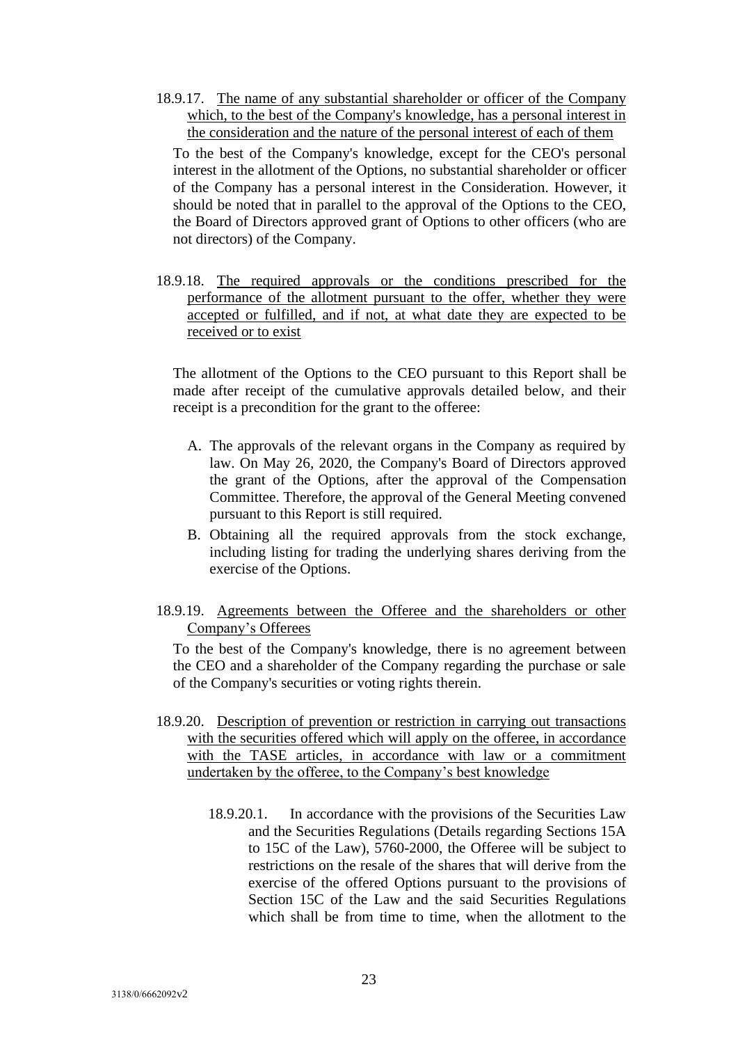18.9.17. <u>The name of any substantial shareholder or officer of the Company which, to the best of the Company's knowledge, has a personal interest in the consideration and the nature of the personal interest of each of them</u>

To the best of the Company's knowledge, except for the CEO's personal interest in the allotment of the Options, no substantial shareholder or officer of the Company has a personal interest in the Consideration. However, it should be noted that in parallel to the approval of the Options to the CEO, the Board of Directors approved grant of Options to other officers (who are not directors) of the Company.

18.9.18. <u>The required approvals or the conditions prescribed for the performance of the allotment pursuant to the offer, whether they were accepted or fulfilled, and if not, at what date they are expected to be received or to exist</u>

The allotment of the Options to the CEO pursuant to this Report shall be made after receipt of the cumulative approvals detailed below, and their receipt is a precondition for the grant to the offeree:

A. The approvals of the relevant organs in the Company as required by law. On May 26, 2020, the Company's Board of Directors approved the grant of the Options, after the approval of the Compensation Committee. Therefore, the approval of the General Meeting convened pursuant to this Report is still required.

B. Obtaining all the required approvals from the stock exchange, including listing for trading the underlying shares deriving from the exercise of the Options.

18.9.19. <u>Agreements between the Offeree and the shareholders or other Company's Offerees</u>

To the best of the Company's knowledge, there is no agreement between the CEO and a shareholder of the Company regarding the purchase or sale of the Company's securities or voting rights therein.

18.9.20. <u>Description of prevention or restriction in carrying out transactions with the securities offered which will apply on the offeree, in accordance with the TASE articles, in accordance with law or a commitment undertaken by the offeree, to the Company's best knowledge</u>

18.9.20.1. In accordance with the provisions of the Securities Law and the Securities Regulations (Details regarding Sections 15A to 15C of the Law), 5760-2000, the Offeree will be subject to restrictions on the resale of the shares that will derive from the exercise of the offered Options pursuant to the provisions of Section 15C of the Law and the said Securities Regulations which shall be from time to time, when the allotment to the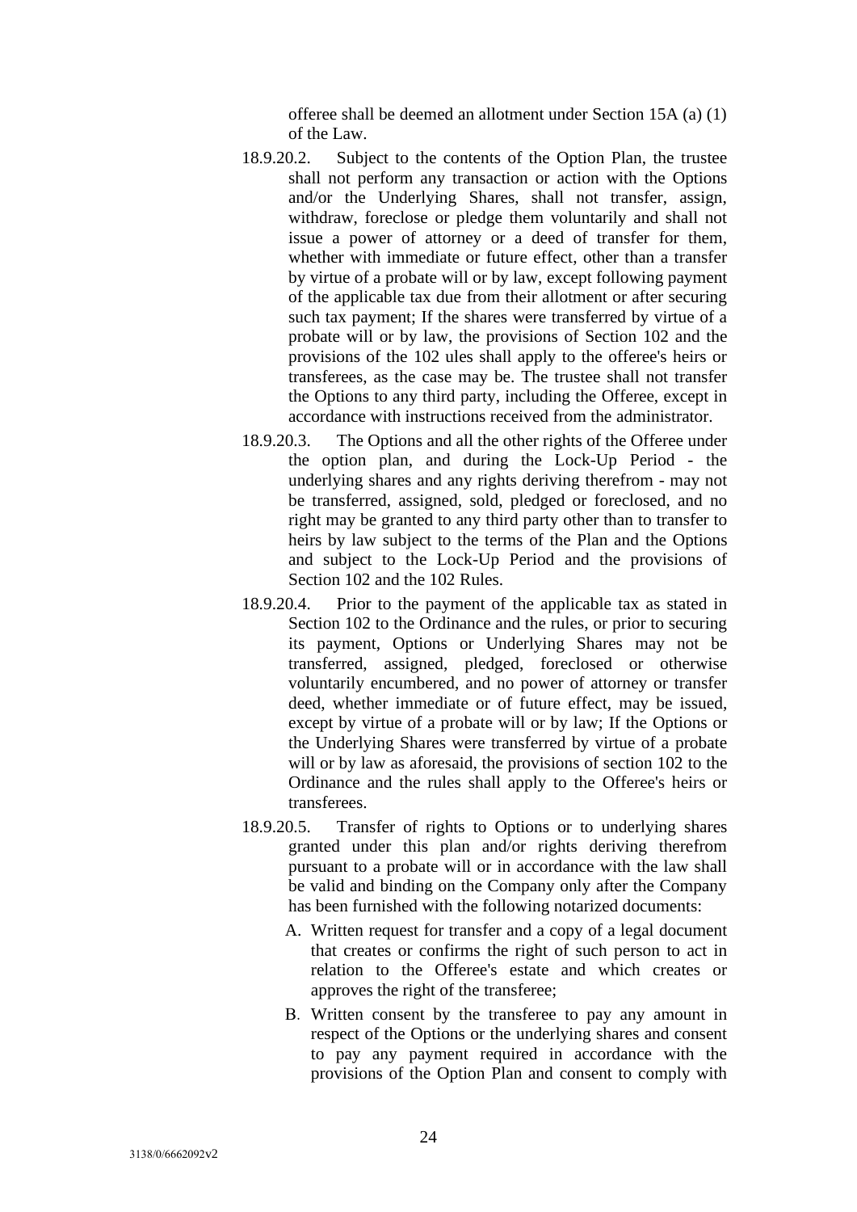offeree shall be deemed an allotment under Section 15A (a) (1) of the Law.

18.9.20.2. Subject to the contents of the Option Plan, the trustee shall not perform any transaction or action with the Options and/or the Underlying Shares, shall not transfer, assign, withdraw, foreclose or pledge them voluntarily and shall not issue a power of attorney or a deed of transfer for them, whether with immediate or future effect, other than a transfer by virtue of a probate will or by law, except following payment of the applicable tax due from their allotment or after securing such tax payment; If the shares were transferred by virtue of a probate will or by law, the provisions of Section 102 and the provisions of the 102 ules shall apply to the offeree's heirs or transferees, as the case may be. The trustee shall not transfer the Options to any third party, including the Offeree, except in accordance with instructions received from the administrator.

18.9.20.3. The Options and all the other rights of the Offeree under the option plan, and during the Lock-Up Period - the underlying shares and any rights deriving therefrom - may not be transferred, assigned, sold, pledged or foreclosed, and no right may be granted to any third party other than to transfer to heirs by law subject to the terms of the Plan and the Options and subject to the Lock-Up Period and the provisions of Section 102 and the 102 Rules.

18.9.20.4. Prior to the payment of the applicable tax as stated in Section 102 to the Ordinance and the rules, or prior to securing its payment, Options or Underlying Shares may not be transferred, assigned, pledged, foreclosed or otherwise voluntarily encumbered, and no power of attorney or transfer deed, whether immediate or of future effect, may be issued, except by virtue of a probate will or by law; If the Options or the Underlying Shares were transferred by virtue of a probate will or by law as aforesaid, the provisions of section 102 to the Ordinance and the rules shall apply to the Offeree's heirs or transferees.

18.9.20.5. Transfer of rights to Options or to underlying shares granted under this plan and/or rights deriving therefrom pursuant to a probate will or in accordance with the law shall be valid and binding on the Company only after the Company has been furnished with the following notarized documents:

A. Written request for transfer and a copy of a legal document that creates or confirms the right of such person to act in relation to the Offeree's estate and which creates or approves the right of the transferee;

B. Written consent by the transferee to pay any amount in respect of the Options or the underlying shares and consent to pay any payment required in accordance with the provisions of the Option Plan and consent to comply with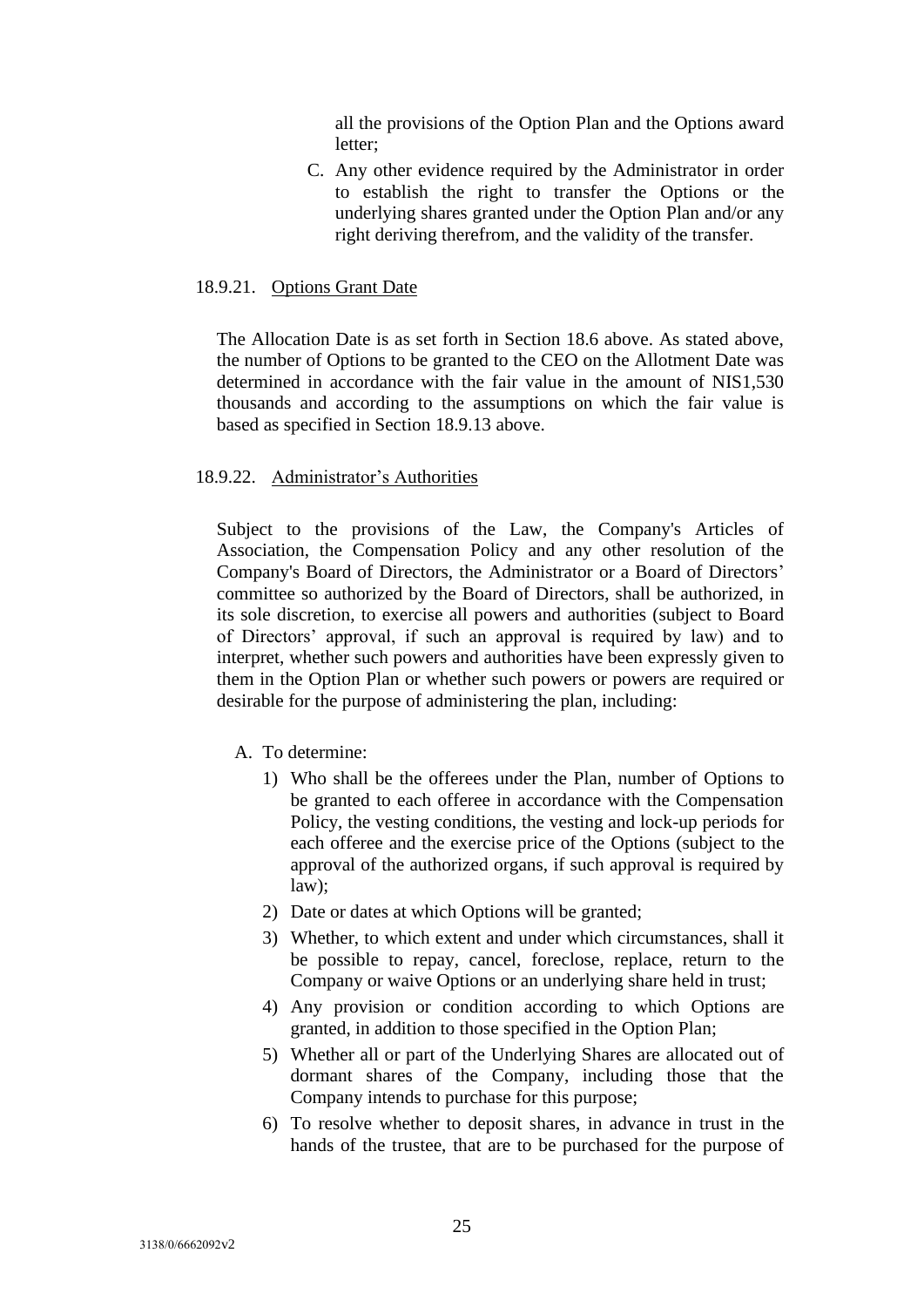all the provisions of the Option Plan and the Options award letter;

C. Any other evidence required by the Administrator in order to establish the right to transfer the Options or the underlying shares granted under the Option Plan and/or any right deriving therefrom, and the validity of the transfer.

18.9.21. Options Grant Date

The Allocation Date is as set forth in Section 18.6 above. As stated above, the number of Options to be granted to the CEO on the Allotment Date was determined in accordance with the fair value in the amount of NIS1,530 thousands and according to the assumptions on which the fair value is based as specified in Section 18.9.13 above.

18.9.22. Administrator's Authorities

Subject to the provisions of the Law, the Company's Articles of Association, the Compensation Policy and any other resolution of the Company's Board of Directors, the Administrator or a Board of Directors' committee so authorized by the Board of Directors, shall be authorized, in its sole discretion, to exercise all powers and authorities (subject to Board of Directors' approval, if such an approval is required by law) and to interpret, whether such powers and authorities have been expressly given to them in the Option Plan or whether such powers or powers are required or desirable for the purpose of administering the plan, including:

A. To determine:
   1) Who shall be the offerees under the Plan, number of Options to be granted to each offeree in accordance with the Compensation Policy, the vesting conditions, the vesting and lock-up periods for each offeree and the exercise price of the Options (subject to the approval of the authorized organs, if such approval is required by law);
   2) Date or dates at which Options will be granted;
   3) Whether, to which extent and under which circumstances, shall it be possible to repay, cancel, foreclose, replace, return to the Company or waive Options or an underlying share held in trust;
   4) Any provision or condition according to which Options are granted, in addition to those specified in the Option Plan;
   5) Whether all or part of the Underlying Shares are allocated out of dormant shares of the Company, including those that the Company intends to purchase for this purpose;
   6) To resolve whether to deposit shares, in advance in trust in the hands of the trustee, that are to be purchased for the purpose of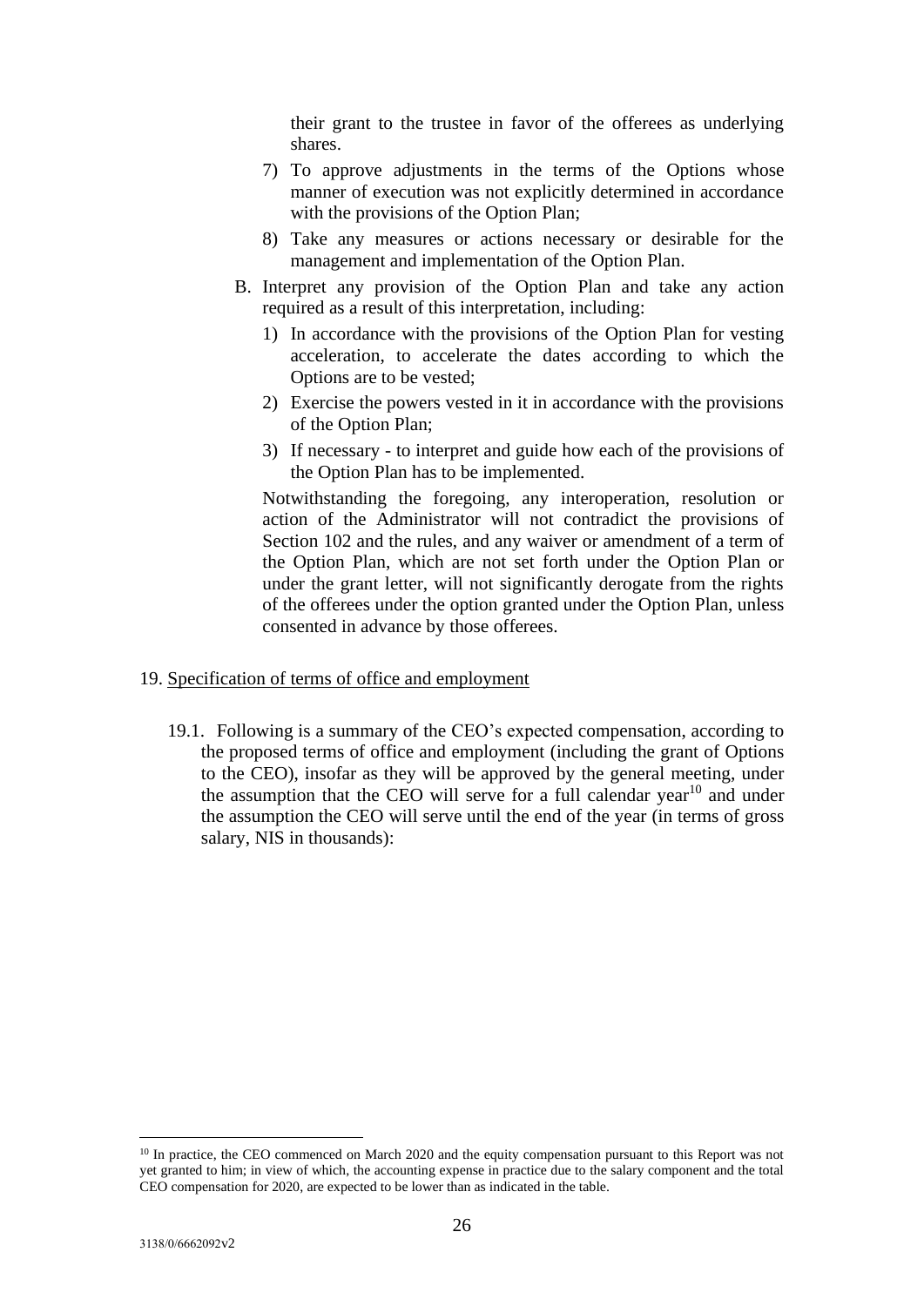their grant to the trustee in favor of the offerees as underlying shares.

7) To approve adjustments in the terms of the Options whose manner of execution was not explicitly determined in accordance with the provisions of the Option Plan;

8) Take any measures or actions necessary or desirable for the management and implementation of the Option Plan.

B. Interpret any provision of the Option Plan and take any action required as a result of this interpretation, including:

1) In accordance with the provisions of the Option Plan for vesting acceleration, to accelerate the dates according to which the Options are to be vested;

2) Exercise the powers vested in it in accordance with the provisions of the Option Plan;

3) If necessary - to interpret and guide how each of the provisions of the Option Plan has to be implemented.

Notwithstanding the foregoing, any interoperation, resolution or action of the Administrator will not contradict the provisions of Section 102 and the rules, and any waiver or amendment of a term of the Option Plan, which are not set forth under the Option Plan or under the grant letter, will not significantly derogate from the rights of the offerees under the option granted under the Option Plan, unless consented in advance by those offerees.

19. Specification of terms of office and employment

19.1. Following is a summary of the CEO's expected compensation, according to the proposed terms of office and employment (including the grant of Options to the CEO), insofar as they will be approved by the general meeting, under the assumption that the CEO will serve for a full calendar year[10] and under the assumption the CEO will serve until the end of the year (in terms of gross salary, NIS in thousands):

[10] In practice, the CEO commenced on March 2020 and the equity compensation pursuant to this Report was not yet granted to him; in view of which, the accounting expense in practice due to the salary component and the total CEO compensation for 2020, are expected to be lower than as indicated in the table.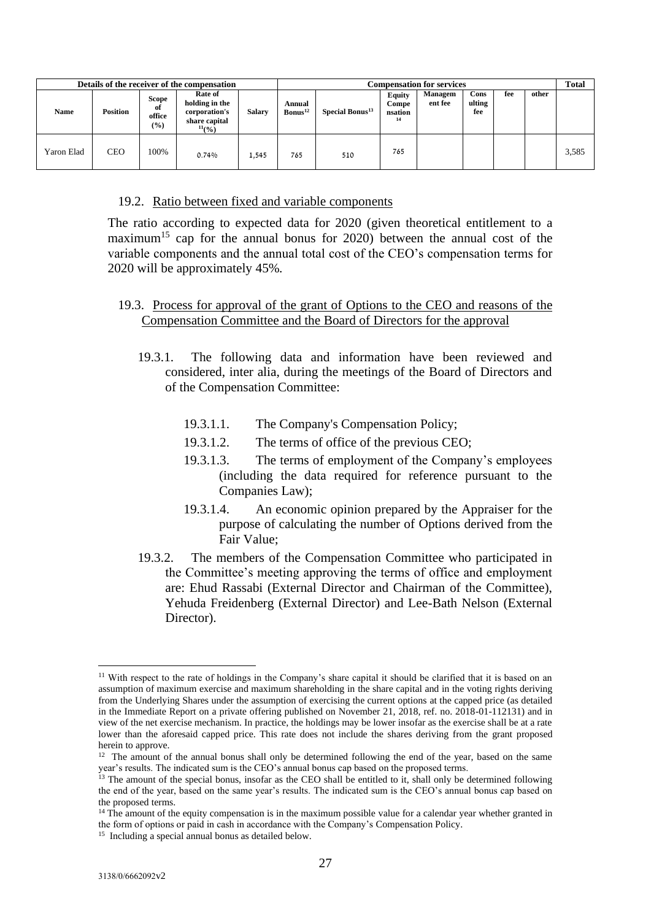| Details of the receiver of the compensation | | | | | Compensation for services | | | | | | | Total |
|---|---|---|---|---|---|---|---|---|---|---|---|---|
| Name | Position | Scope of office (%) | Rate of holding in the corporation's share capital [11](%) | Salary | Annual Bonus[12] | Special Bonus[13] | Equity Compensation[14] | Management fee | Consulting fee | fee | other | |
| Yaron Elad | CEO | 100% | 0.74% | 1,545 | 765 | 510 | 765 | | | | | 3,585 |

19.2. Ratio between fixed and variable components

The ratio according to expected data for 2020 (given theoretical entitlement to a maximum[15] cap for the annual bonus for 2020) between the annual cost of the variable components and the annual total cost of the CEO's compensation terms for 2020 will be approximately 45%.

19.3. Process for approval of the grant of Options to the CEO and reasons of the Compensation Committee and the Board of Directors for the approval

19.3.1. The following data and information have been reviewed and considered, inter alia, during the meetings of the Board of Directors and of the Compensation Committee:

19.3.1.1. The Company's Compensation Policy;

19.3.1.2. The terms of office of the previous CEO;

19.3.1.3. The terms of employment of the Company's employees (including the data required for reference pursuant to the Companies Law);

19.3.1.4. An economic opinion prepared by the Appraiser for the purpose of calculating the number of Options derived from the Fair Value;

19.3.2. The members of the Compensation Committee who participated in the Committee's meeting approving the terms of office and employment are: Ehud Rassabi (External Director and Chairman of the Committee), Yehuda Freidenberg (External Director) and Lee-Bath Nelson (External Director).

---

[11] With respect to the rate of holdings in the Company's share capital it should be clarified that it is based on an assumption of maximum exercise and maximum shareholding in the share capital and in the voting rights deriving from the Underlying Shares under the assumption of exercising the current options at the capped price (as detailed in the Immediate Report on a private offering published on November 21, 2018, ref. no. 2018-01-112131) and in view of the net exercise mechanism. In practice, the holdings may be lower insofar as the exercise shall be at a rate lower than the aforesaid capped price. This rate does not include the shares deriving from the grant proposed herein to approve.

[12] The amount of the annual bonus shall only be determined following the end of the year, based on the same year's results. The indicated sum is the CEO's annual bonus cap based on the proposed terms.

[13] The amount of the special bonus, insofar as the CEO shall be entitled to it, shall only be determined following the end of the year, based on the same year's results. The indicated sum is the CEO's annual bonus cap based on the proposed terms.

[14] The amount of the equity compensation is in the maximum possible value for a calendar year whether granted in the form of options or paid in cash in accordance with the Company's Compensation Policy.

[15] Including a special annual bonus as detailed below.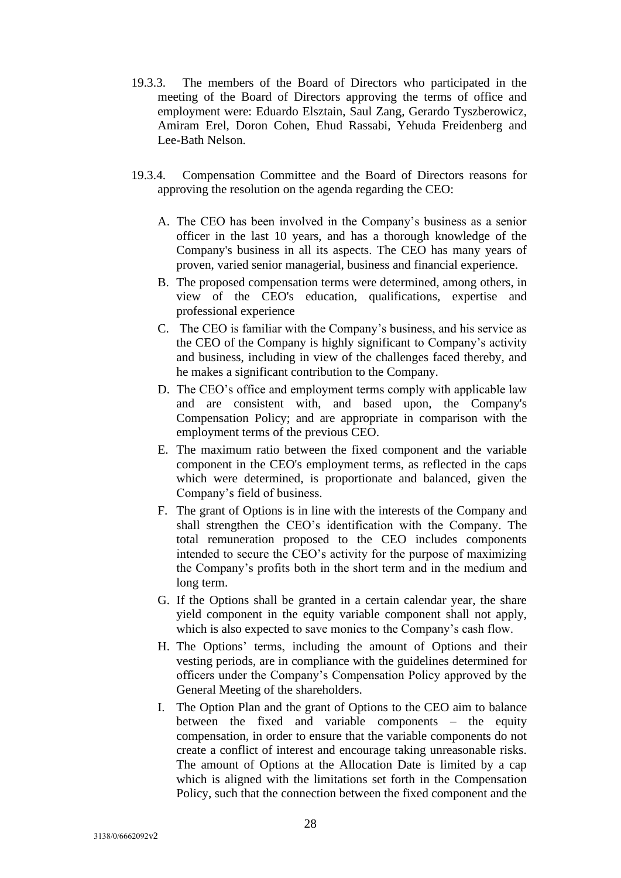19.3.3. The members of the Board of Directors who participated in the meeting of the Board of Directors approving the terms of office and employment were: Eduardo Elsztain, Saul Zang, Gerardo Tyszberowicz, Amiram Erel, Doron Cohen, Ehud Rassabi, Yehuda Freidenberg and Lee-Bath Nelson.

19.3.4. Compensation Committee and the Board of Directors reasons for approving the resolution on the agenda regarding the CEO:

A. The CEO has been involved in the Company's business as a senior officer in the last 10 years, and has a thorough knowledge of the Company's business in all its aspects. The CEO has many years of proven, varied senior managerial, business and financial experience.

B. The proposed compensation terms were determined, among others, in view of the CEO's education, qualifications, expertise and professional experience

C. The CEO is familiar with the Company's business, and his service as the CEO of the Company is highly significant to Company's activity and business, including in view of the challenges faced thereby, and he makes a significant contribution to the Company.

D. The CEO's office and employment terms comply with applicable law and are consistent with, and based upon, the Company's Compensation Policy; and are appropriate in comparison with the employment terms of the previous CEO.

E. The maximum ratio between the fixed component and the variable component in the CEO's employment terms, as reflected in the caps which were determined, is proportionate and balanced, given the Company's field of business.

F. The grant of Options is in line with the interests of the Company and shall strengthen the CEO's identification with the Company. The total remuneration proposed to the CEO includes components intended to secure the CEO's activity for the purpose of maximizing the Company's profits both in the short term and in the medium and long term.

G. If the Options shall be granted in a certain calendar year, the share yield component in the equity variable component shall not apply, which is also expected to save monies to the Company's cash flow.

H. The Options' terms, including the amount of Options and their vesting periods, are in compliance with the guidelines determined for officers under the Company's Compensation Policy approved by the General Meeting of the shareholders.

I. The Option Plan and the grant of Options to the CEO aim to balance between the fixed and variable components – the equity compensation, in order to ensure that the variable components do not create a conflict of interest and encourage taking unreasonable risks. The amount of Options at the Allocation Date is limited by a cap which is aligned with the limitations set forth in the Compensation Policy, such that the connection between the fixed component and the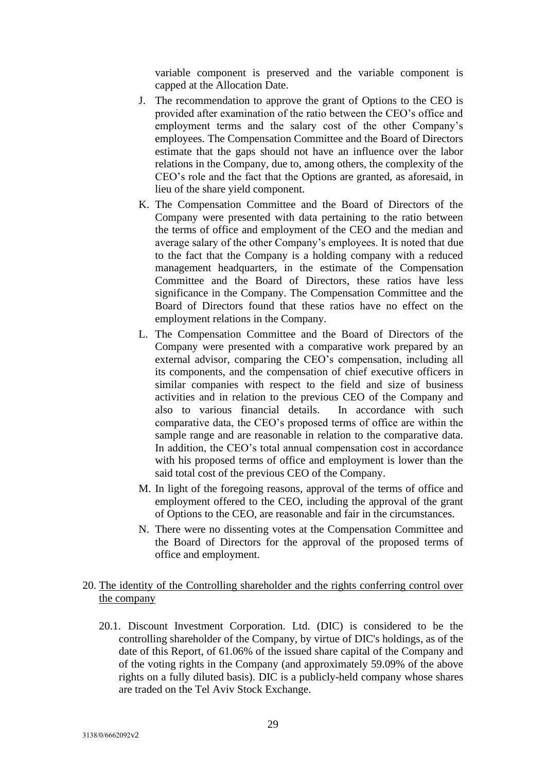variable component is preserved and the variable component is capped at the Allocation Date.

J. The recommendation to approve the grant of Options to the CEO is provided after examination of the ratio between the CEO's office and employment terms and the salary cost of the other Company's employees. The Compensation Committee and the Board of Directors estimate that the gaps should not have an influence over the labor relations in the Company, due to, among others, the complexity of the CEO's role and the fact that the Options are granted, as aforesaid, in lieu of the share yield component.

K. The Compensation Committee and the Board of Directors of the Company were presented with data pertaining to the ratio between the terms of office and employment of the CEO and the median and average salary of the other Company's employees. It is noted that due to the fact that the Company is a holding company with a reduced management headquarters, in the estimate of the Compensation Committee and the Board of Directors, these ratios have less significance in the Company. The Compensation Committee and the Board of Directors found that these ratios have no effect on the employment relations in the Company.

L. The Compensation Committee and the Board of Directors of the Company were presented with a comparative work prepared by an external advisor, comparing the CEO's compensation, including all its components, and the compensation of chief executive officers in similar companies with respect to the field and size of business activities and in relation to the previous CEO of the Company and also to various financial details. In accordance with such comparative data, the CEO's proposed terms of office are within the sample range and are reasonable in relation to the comparative data. In addition, the CEO's total annual compensation cost in accordance with his proposed terms of office and employment is lower than the said total cost of the previous CEO of the Company.

M. In light of the foregoing reasons, approval of the terms of office and employment offered to the CEO, including the approval of the grant of Options to the CEO, are reasonable and fair in the circumstances.

N. There were no dissenting votes at the Compensation Committee and the Board of Directors for the approval of the proposed terms of office and employment.

20. <u>The identity of the Controlling shareholder and the rights conferring control over the company</u>

20.1. Discount Investment Corporation. Ltd. (DIC) is considered to be the controlling shareholder of the Company, by virtue of DIC's holdings, as of the date of this Report, of 61.06% of the issued share capital of the Company and of the voting rights in the Company (and approximately 59.09% of the above rights on a fully diluted basis). DIC is a publicly-held company whose shares are traded on the Tel Aviv Stock Exchange.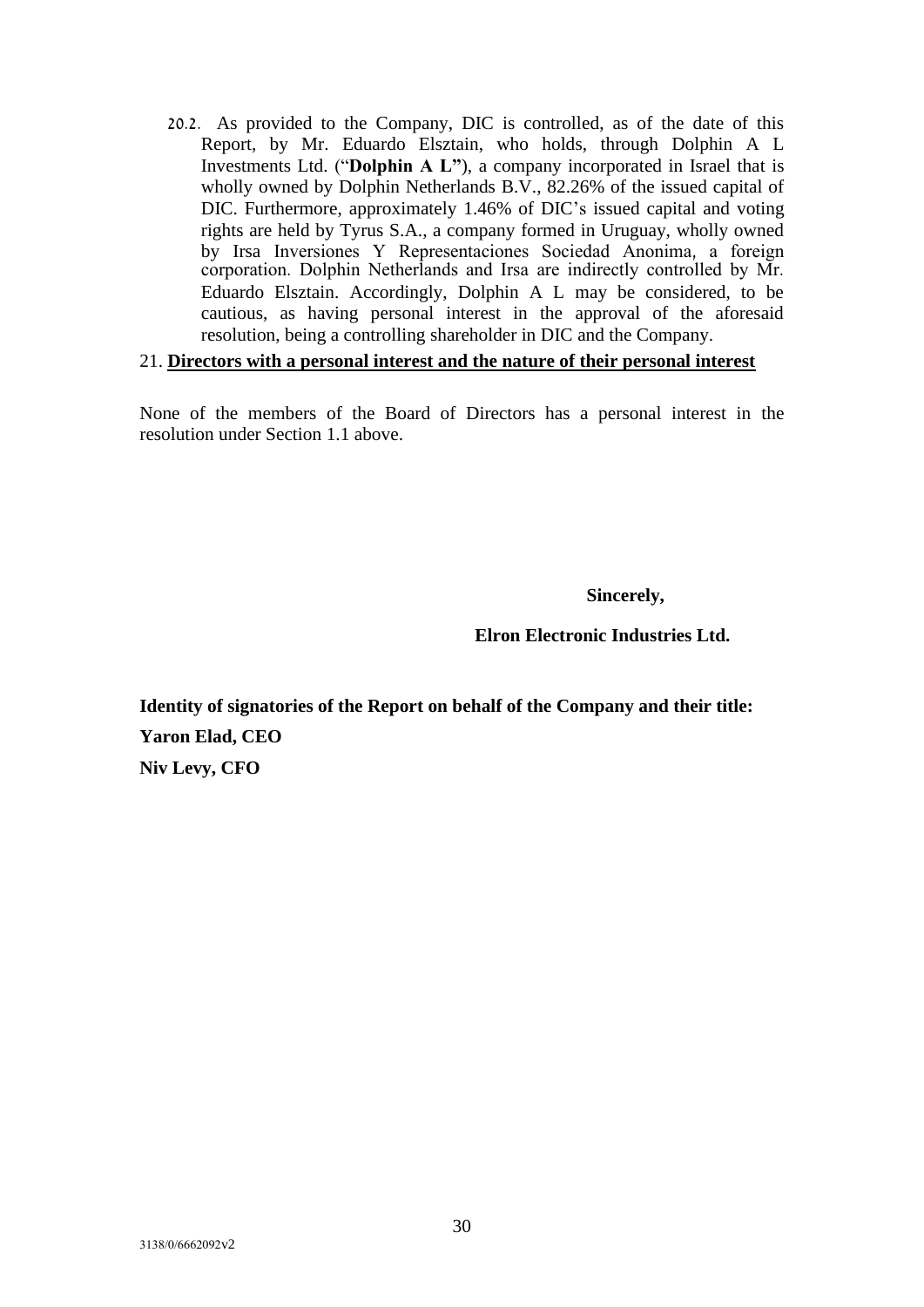20.2. As provided to the Company, DIC is controlled, as of the date of this Report, by Mr. Eduardo Elsztain, who holds, through Dolphin A L Investments Ltd. ("**Dolphin A L"**), a company incorporated in Israel that is wholly owned by Dolphin Netherlands B.V., 82.26% of the issued capital of DIC. Furthermore, approximately 1.46% of DIC's issued capital and voting rights are held by Tyrus S.A., a company formed in Uruguay, wholly owned by Irsa Inversiones Y Representaciones Sociedad Anonima, a foreign corporation. Dolphin Netherlands and Irsa are indirectly controlled by Mr. Eduardo Elsztain. Accordingly, Dolphin A L may be considered, to be cautious, as having personal interest in the approval of the aforesaid resolution, being a controlling shareholder in DIC and the Company.

21. **Directors with a personal interest and the nature of their personal interest**

None of the members of the Board of Directors has a personal interest in the resolution under Section 1.1 above.

**Sincerely,**

**Elron Electronic Industries Ltd.**

**Identity of signatories of the Report on behalf of the Company and their title:**

**Yaron Elad, CEO**

**Niv Levy, CFO**

3138/0/6662092v2